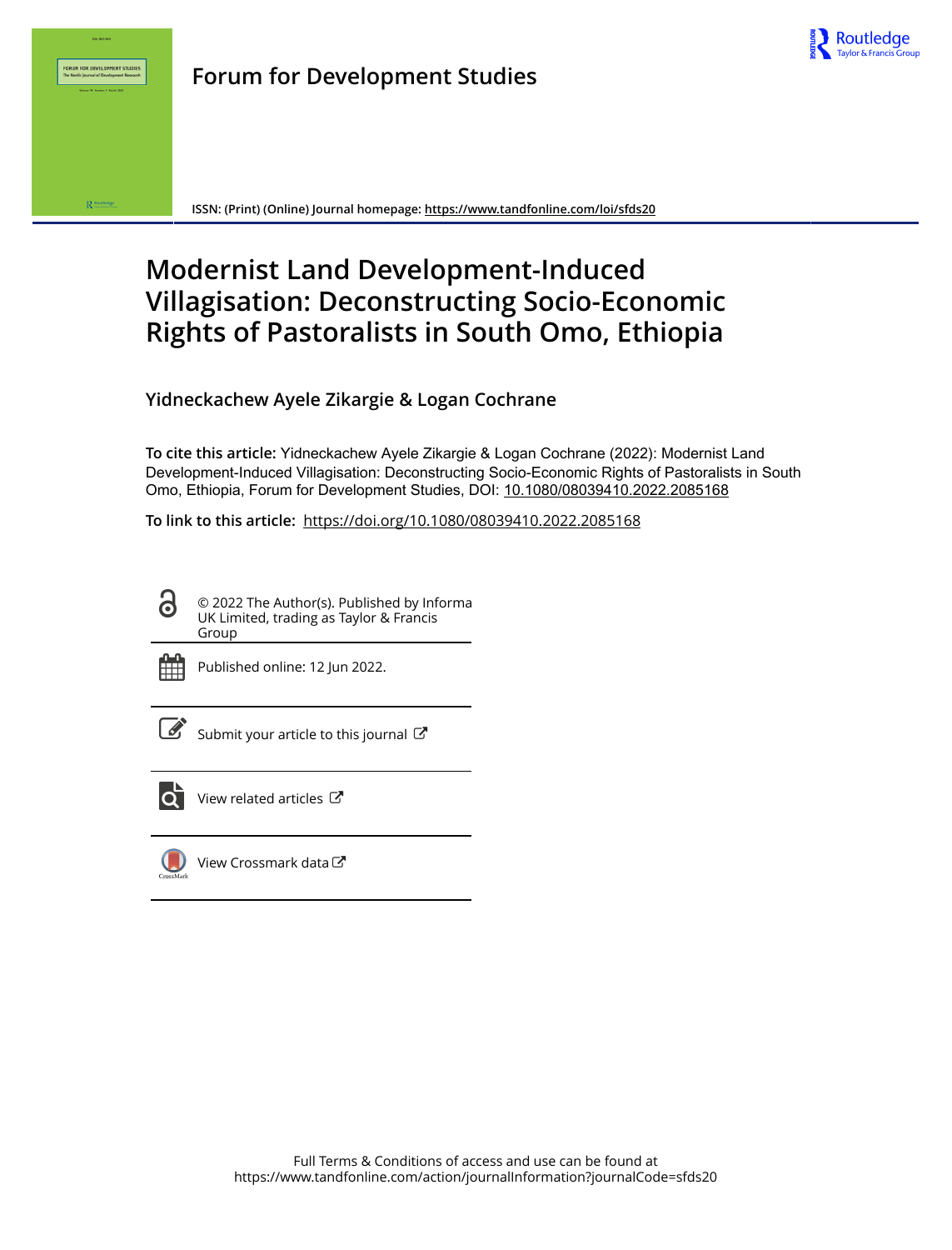Forum for Development Studies

ISSN: (Print) (Online) Journal homepage: https://www.tandfonline.com/loi/sfds20

# Modernist Land Development-Induced Villagisation: Deconstructing Socio-Economic Rights of Pastoralists in South Omo, Ethiopia

**Yidneckachew Ayele Zikargie & Logan Cochrane**

**To cite this article:** Yidneckachew Ayele Zikargie & Logan Cochrane (2022): Modernist Land Development-Induced Villagisation: Deconstructing Socio-Economic Rights of Pastoralists in South Omo, Ethiopia, Forum for Development Studies, DOI: 10.1080/08039410.2022.2085168

**To link to this article:** https://doi.org/10.1080/08039410.2022.2085168

© 2022 The Author(s). Published by Informa UK Limited, trading as Taylor & Francis Group

Published online: 12 Jun 2022.

Submit your article to this journal

View related articles

View Crossmark data

Full Terms & Conditions of access and use can be found at https://www.tandfonline.com/action/journalInformation?journalCode=sfds20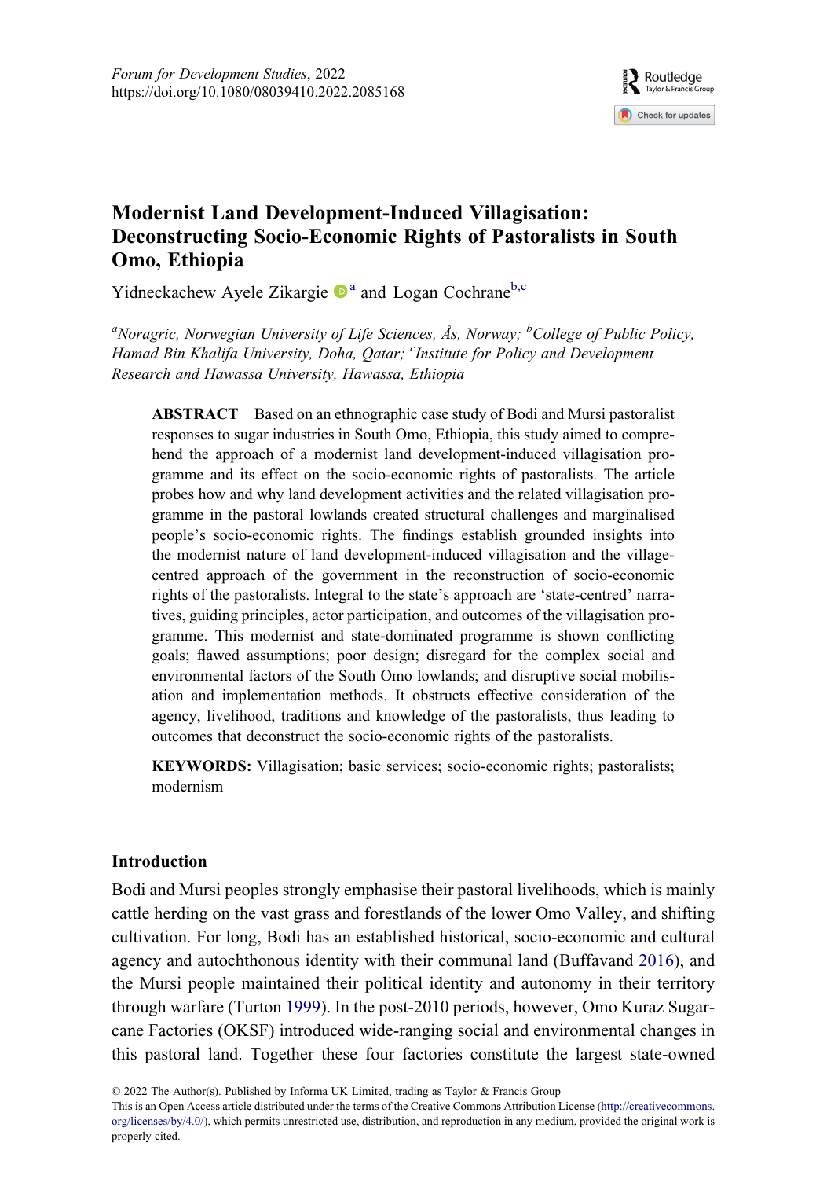# Modernist Land Development-Induced Villagisation: Deconstructing Socio-Economic Rights of Pastoralists in South Omo, Ethiopia

Yidneckachew Ayele Zikargie[a] and Logan Cochrane[b,c]

[a]*Noragric, Norwegian University of Life Sciences, Ås, Norway;* [b]*College of Public Policy, Hamad Bin Khalifa University, Doha, Qatar;* [c]*Institute for Policy and Development Research and Hawassa University, Hawassa, Ethiopia*

**ABSTRACT** Based on an ethnographic case study of Bodi and Mursi pastoralist responses to sugar industries in South Omo, Ethiopia, this study aimed to comprehend the approach of a modernist land development-induced villagisation programme and its effect on the socio-economic rights of pastoralists. The article probes how and why land development activities and the related villagisation programme in the pastoral lowlands created structural challenges and marginalised people's socio-economic rights. The findings establish grounded insights into the modernist nature of land development-induced villagisation and the village-centred approach of the government in the reconstruction of socio-economic rights of the pastoralists. Integral to the state's approach are 'state-centred' narratives, guiding principles, actor participation, and outcomes of the villagisation programme. This modernist and state-dominated programme is shown conflicting goals; flawed assumptions; poor design; disregard for the complex social and environmental factors of the South Omo lowlands; and disruptive social mobilisation and implementation methods. It obstructs effective consideration of the agency, livelihood, traditions and knowledge of the pastoralists, thus leading to outcomes that deconstruct the socio-economic rights of the pastoralists.

**KEYWORDS:** Villagisation; basic services; socio-economic rights; pastoralists; modernism

## Introduction

Bodi and Mursi peoples strongly emphasise their pastoral livelihoods, which is mainly cattle herding on the vast grass and forestlands of the lower Omo Valley, and shifting cultivation. For long, Bodi has an established historical, socio-economic and cultural agency and autochthonous identity with their communal land (Buffavand 2016), and the Mursi people maintained their political identity and autonomy in their territory through warfare (Turton 1999). In the post-2010 periods, however, Omo Kuraz Sugarcane Factories (OKSF) introduced wide-ranging social and environmental changes in this pastoral land. Together these four factories constitute the largest state-owned

© 2022 The Author(s). Published by Informa UK Limited, trading as Taylor & Francis Group
This is an Open Access article distributed under the terms of the Creative Commons Attribution License (http://creativecommons.org/licenses/by/4.0/), which permits unrestricted use, distribution, and reproduction in any medium, provided the original work is properly cited.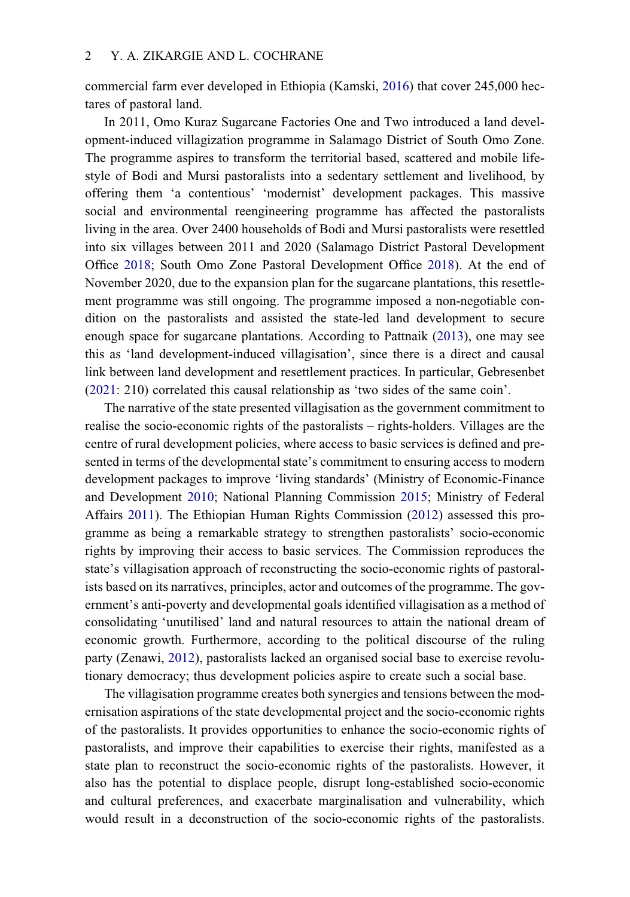commercial farm ever developed in Ethiopia (Kamski, 2016) that cover 245,000 hectares of pastoral land.

In 2011, Omo Kuraz Sugarcane Factories One and Two introduced a land development-induced villagization programme in Salamago District of South Omo Zone. The programme aspires to transform the territorial based, scattered and mobile lifestyle of Bodi and Mursi pastoralists into a sedentary settlement and livelihood, by offering them 'a contentious' 'modernist' development packages. This massive social and environmental reengineering programme has affected the pastoralists living in the area. Over 2400 households of Bodi and Mursi pastoralists were resettled into six villages between 2011 and 2020 (Salamago District Pastoral Development Office 2018; South Omo Zone Pastoral Development Office 2018). At the end of November 2020, due to the expansion plan for the sugarcane plantations, this resettlement programme was still ongoing. The programme imposed a non-negotiable condition on the pastoralists and assisted the state-led land development to secure enough space for sugarcane plantations. According to Pattnaik (2013), one may see this as 'land development-induced villagisation', since there is a direct and causal link between land development and resettlement practices. In particular, Gebresenbet (2021: 210) correlated this causal relationship as 'two sides of the same coin'.

The narrative of the state presented villagisation as the government commitment to realise the socio-economic rights of the pastoralists – rights-holders. Villages are the centre of rural development policies, where access to basic services is defined and presented in terms of the developmental state's commitment to ensuring access to modern development packages to improve 'living standards' (Ministry of Economic-Finance and Development 2010; National Planning Commission 2015; Ministry of Federal Affairs 2011). The Ethiopian Human Rights Commission (2012) assessed this programme as being a remarkable strategy to strengthen pastoralists' socio-economic rights by improving their access to basic services. The Commission reproduces the state's villagisation approach of reconstructing the socio-economic rights of pastoralists based on its narratives, principles, actor and outcomes of the programme. The government's anti-poverty and developmental goals identified villagisation as a method of consolidating 'unutilised' land and natural resources to attain the national dream of economic growth. Furthermore, according to the political discourse of the ruling party (Zenawi, 2012), pastoralists lacked an organised social base to exercise revolutionary democracy; thus development policies aspire to create such a social base.

The villagisation programme creates both synergies and tensions between the modernisation aspirations of the state developmental project and the socio-economic rights of the pastoralists. It provides opportunities to enhance the socio-economic rights of pastoralists, and improve their capabilities to exercise their rights, manifested as a state plan to reconstruct the socio-economic rights of the pastoralists. However, it also has the potential to displace people, disrupt long-established socio-economic and cultural preferences, and exacerbate marginalisation and vulnerability, which would result in a deconstruction of the socio-economic rights of the pastoralists.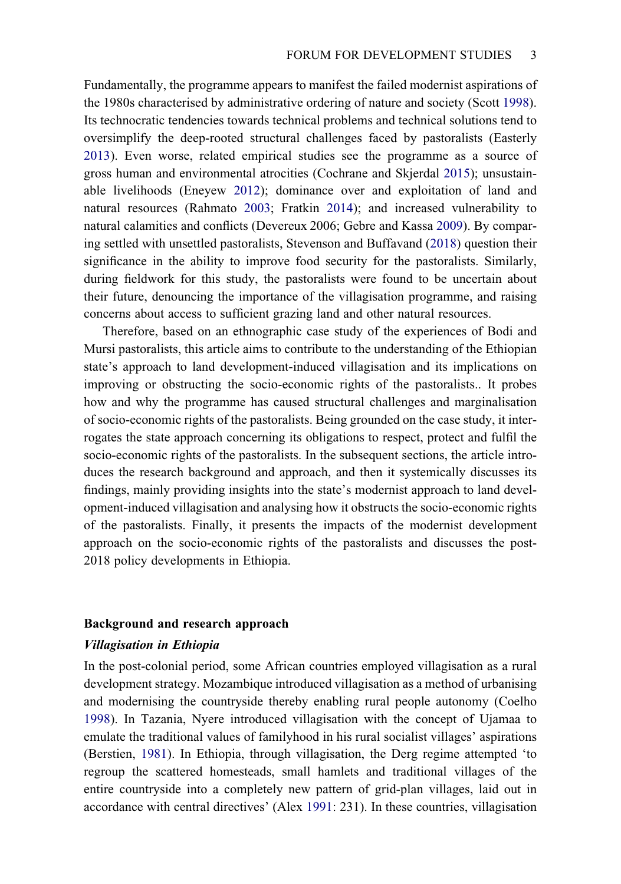Fundamentally, the programme appears to manifest the failed modernist aspirations of the 1980s characterised by administrative ordering of nature and society (Scott 1998). Its technocratic tendencies towards technical problems and technical solutions tend to oversimplify the deep-rooted structural challenges faced by pastoralists (Easterly 2013). Even worse, related empirical studies see the programme as a source of gross human and environmental atrocities (Cochrane and Skjerdal 2015); unsustainable livelihoods (Eneyew 2012); dominance over and exploitation of land and natural resources (Rahmato 2003; Fratkin 2014); and increased vulnerability to natural calamities and conflicts (Devereux 2006; Gebre and Kassa 2009). By comparing settled with unsettled pastoralists, Stevenson and Buffavand (2018) question their significance in the ability to improve food security for the pastoralists. Similarly, during fieldwork for this study, the pastoralists were found to be uncertain about their future, denouncing the importance of the villagisation programme, and raising concerns about access to sufficient grazing land and other natural resources.

Therefore, based on an ethnographic case study of the experiences of Bodi and Mursi pastoralists, this article aims to contribute to the understanding of the Ethiopian state's approach to land development-induced villagisation and its implications on improving or obstructing the socio-economic rights of the pastoralists.. It probes how and why the programme has caused structural challenges and marginalisation of socio-economic rights of the pastoralists. Being grounded on the case study, it interrogates the state approach concerning its obligations to respect, protect and fulfil the socio-economic rights of the pastoralists. In the subsequent sections, the article introduces the research background and approach, and then it systemically discusses its findings, mainly providing insights into the state's modernist approach to land development-induced villagisation and analysing how it obstructs the socio-economic rights of the pastoralists. Finally, it presents the impacts of the modernist development approach on the socio-economic rights of the pastoralists and discusses the post-2018 policy developments in Ethiopia.

## Background and research approach

### *Villagisation in Ethiopia*

In the post-colonial period, some African countries employed villagisation as a rural development strategy. Mozambique introduced villagisation as a method of urbanising and modernising the countryside thereby enabling rural people autonomy (Coelho 1998). In Tazania, Nyere introduced villagisation with the concept of Ujamaa to emulate the traditional values of familyhood in his rural socialist villages' aspirations (Berstien, 1981). In Ethiopia, through villagisation, the Derg regime attempted 'to regroup the scattered homesteads, small hamlets and traditional villages of the entire countryside into a completely new pattern of grid-plan villages, laid out in accordance with central directives' (Alex 1991: 231). In these countries, villagisation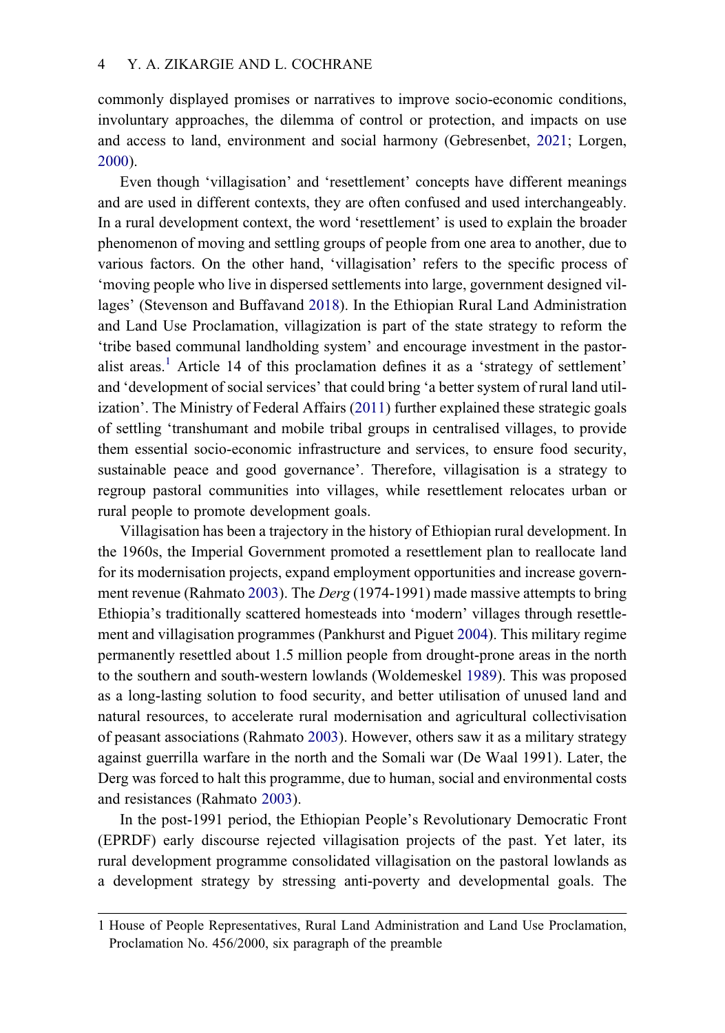commonly displayed promises or narratives to improve socio-economic conditions, involuntary approaches, the dilemma of control or protection, and impacts on use and access to land, environment and social harmony (Gebresenbet, 2021; Lorgen, 2000).

Even though 'villagisation' and 'resettlement' concepts have different meanings and are used in different contexts, they are often confused and used interchangeably. In a rural development context, the word 'resettlement' is used to explain the broader phenomenon of moving and settling groups of people from one area to another, due to various factors. On the other hand, 'villagisation' refers to the specific process of 'moving people who live in dispersed settlements into large, government designed villages' (Stevenson and Buffavand 2018). In the Ethiopian Rural Land Administration and Land Use Proclamation, villagization is part of the state strategy to reform the 'tribe based communal landholding system' and encourage investment in the pastoralist areas.[1] Article 14 of this proclamation defines it as a 'strategy of settlement' and 'development of social services' that could bring 'a better system of rural land utilization'. The Ministry of Federal Affairs (2011) further explained these strategic goals of settling 'transhumant and mobile tribal groups in centralised villages, to provide them essential socio-economic infrastructure and services, to ensure food security, sustainable peace and good governance'. Therefore, villagisation is a strategy to regroup pastoral communities into villages, while resettlement relocates urban or rural people to promote development goals.

Villagisation has been a trajectory in the history of Ethiopian rural development. In the 1960s, the Imperial Government promoted a resettlement plan to reallocate land for its modernisation projects, expand employment opportunities and increase government revenue (Rahmato 2003). The *Derg* (1974-1991) made massive attempts to bring Ethiopia's traditionally scattered homesteads into 'modern' villages through resettlement and villagisation programmes (Pankhurst and Piguet 2004). This military regime permanently resettled about 1.5 million people from drought-prone areas in the north to the southern and south-western lowlands (Woldemeskel 1989). This was proposed as a long-lasting solution to food security, and better utilisation of unused land and natural resources, to accelerate rural modernisation and agricultural collectivisation of peasant associations (Rahmato 2003). However, others saw it as a military strategy against guerrilla warfare in the north and the Somali war (De Waal 1991). Later, the Derg was forced to halt this programme, due to human, social and environmental costs and resistances (Rahmato 2003).

In the post-1991 period, the Ethiopian People's Revolutionary Democratic Front (EPRDF) early discourse rejected villagisation projects of the past. Yet later, its rural development programme consolidated villagisation on the pastoral lowlands as a development strategy by stressing anti-poverty and developmental goals. The

---

1 House of People Representatives, Rural Land Administration and Land Use Proclamation, Proclamation No. 456/2000, six paragraph of the preamble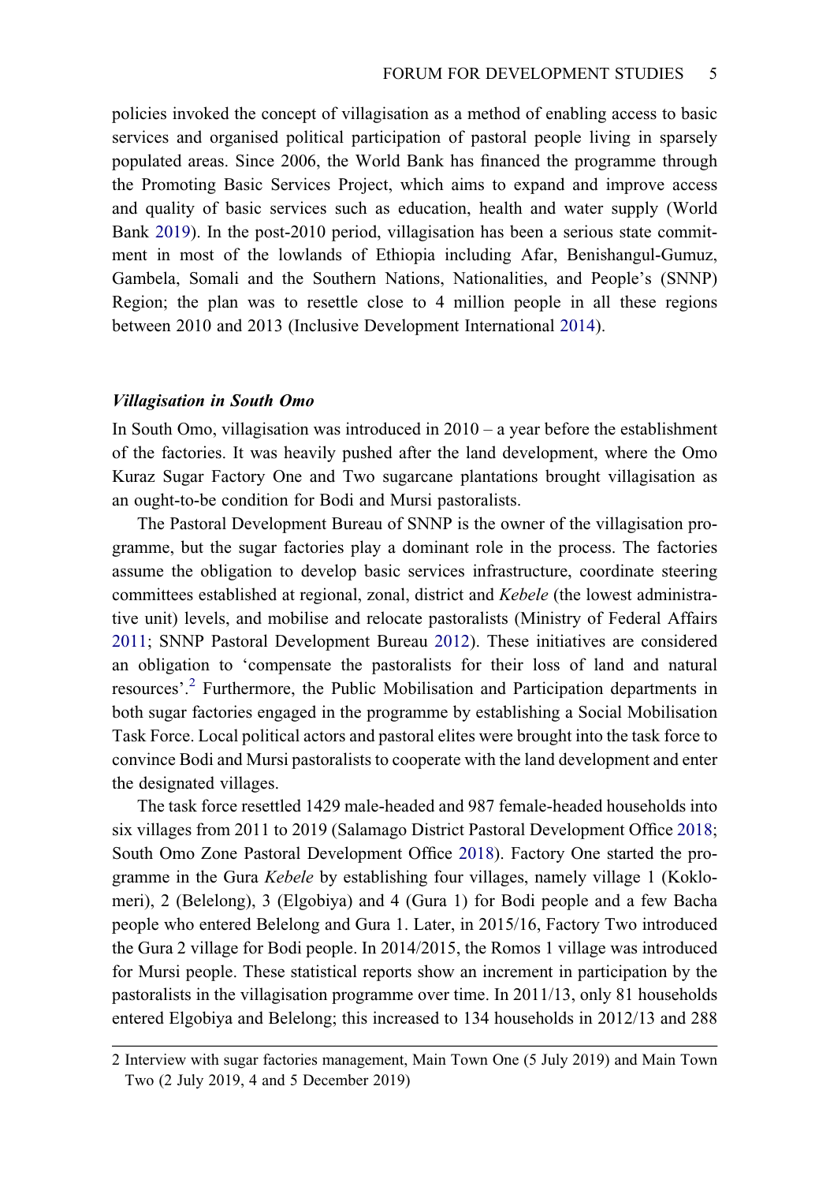policies invoked the concept of villagisation as a method of enabling access to basic services and organised political participation of pastoral people living in sparsely populated areas. Since 2006, the World Bank has financed the programme through the Promoting Basic Services Project, which aims to expand and improve access and quality of basic services such as education, health and water supply (World Bank 2019). In the post-2010 period, villagisation has been a serious state commitment in most of the lowlands of Ethiopia including Afar, Benishangul-Gumuz, Gambela, Somali and the Southern Nations, Nationalities, and People's (SNNP) Region; the plan was to resettle close to 4 million people in all these regions between 2010 and 2013 (Inclusive Development International 2014).

### *Villagisation in South Omo*

In South Omo, villagisation was introduced in 2010 – a year before the establishment of the factories. It was heavily pushed after the land development, where the Omo Kuraz Sugar Factory One and Two sugarcane plantations brought villagisation as an ought-to-be condition for Bodi and Mursi pastoralists.

The Pastoral Development Bureau of SNNP is the owner of the villagisation programme, but the sugar factories play a dominant role in the process. The factories assume the obligation to develop basic services infrastructure, coordinate steering committees established at regional, zonal, district and *Kebele* (the lowest administrative unit) levels, and mobilise and relocate pastoralists (Ministry of Federal Affairs 2011; SNNP Pastoral Development Bureau 2012). These initiatives are considered an obligation to 'compensate the pastoralists for their loss of land and natural resources'.[2] Furthermore, the Public Mobilisation and Participation departments in both sugar factories engaged in the programme by establishing a Social Mobilisation Task Force. Local political actors and pastoral elites were brought into the task force to convince Bodi and Mursi pastoralists to cooperate with the land development and enter the designated villages.

The task force resettled 1429 male-headed and 987 female-headed households into six villages from 2011 to 2019 (Salamago District Pastoral Development Office 2018; South Omo Zone Pastoral Development Office 2018). Factory One started the programme in the Gura *Kebele* by establishing four villages, namely village 1 (Koklomeri), 2 (Belelong), 3 (Elgobiya) and 4 (Gura 1) for Bodi people and a few Bacha people who entered Belelong and Gura 1. Later, in 2015/16, Factory Two introduced the Gura 2 village for Bodi people. In 2014/2015, the Romos 1 village was introduced for Mursi people. These statistical reports show an increment in participation by the pastoralists in the villagisation programme over time. In 2011/13, only 81 households entered Elgobiya and Belelong; this increased to 134 households in 2012/13 and 288

2 Interview with sugar factories management, Main Town One (5 July 2019) and Main Town Two (2 July 2019, 4 and 5 December 2019)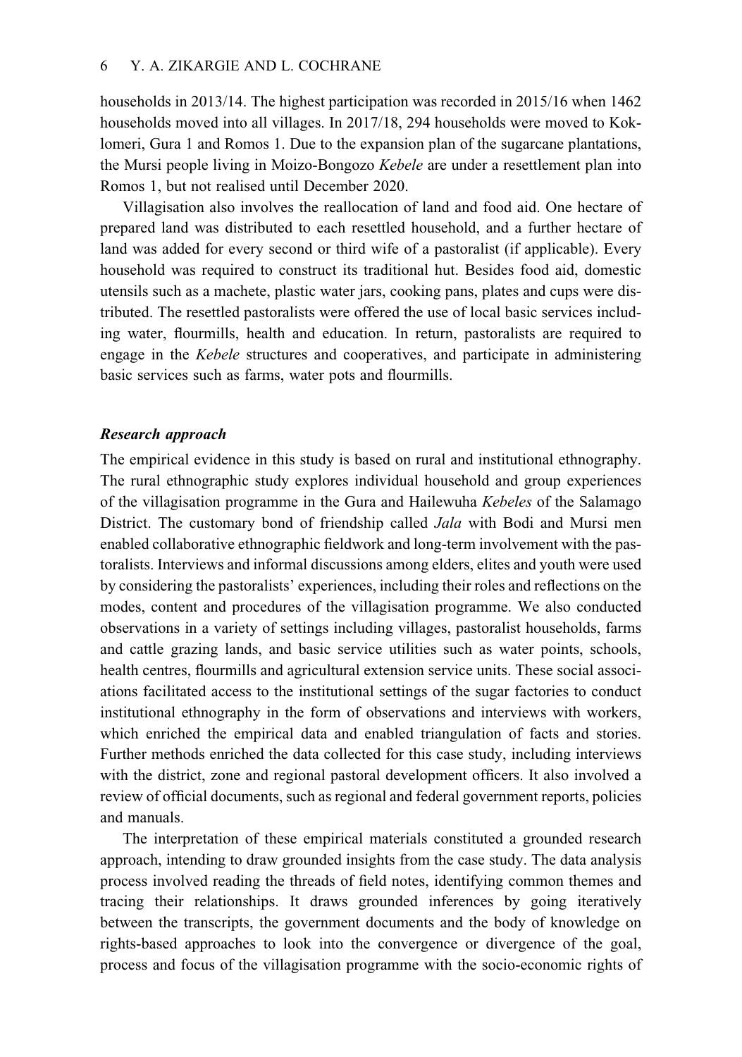households in 2013/14. The highest participation was recorded in 2015/16 when 1462 households moved into all villages. In 2017/18, 294 households were moved to Koklomeri, Gura 1 and Romos 1. Due to the expansion plan of the sugarcane plantations, the Mursi people living in Moizo-Bongozo *Kebele* are under a resettlement plan into Romos 1, but not realised until December 2020.

Villagisation also involves the reallocation of land and food aid. One hectare of prepared land was distributed to each resettled household, and a further hectare of land was added for every second or third wife of a pastoralist (if applicable). Every household was required to construct its traditional hut. Besides food aid, domestic utensils such as a machete, plastic water jars, cooking pans, plates and cups were distributed. The resettled pastoralists were offered the use of local basic services including water, flourmills, health and education. In return, pastoralists are required to engage in the *Kebele* structures and cooperatives, and participate in administering basic services such as farms, water pots and flourmills.

### *Research approach*

The empirical evidence in this study is based on rural and institutional ethnography. The rural ethnographic study explores individual household and group experiences of the villagisation programme in the Gura and Hailewuha *Kebeles* of the Salamago District. The customary bond of friendship called *Jala* with Bodi and Mursi men enabled collaborative ethnographic fieldwork and long-term involvement with the pastoralists. Interviews and informal discussions among elders, elites and youth were used by considering the pastoralists' experiences, including their roles and reflections on the modes, content and procedures of the villagisation programme. We also conducted observations in a variety of settings including villages, pastoralist households, farms and cattle grazing lands, and basic service utilities such as water points, schools, health centres, flourmills and agricultural extension service units. These social associations facilitated access to the institutional settings of the sugar factories to conduct institutional ethnography in the form of observations and interviews with workers, which enriched the empirical data and enabled triangulation of facts and stories. Further methods enriched the data collected for this case study, including interviews with the district, zone and regional pastoral development officers. It also involved a review of official documents, such as regional and federal government reports, policies and manuals.

The interpretation of these empirical materials constituted a grounded research approach, intending to draw grounded insights from the case study. The data analysis process involved reading the threads of field notes, identifying common themes and tracing their relationships. It draws grounded inferences by going iteratively between the transcripts, the government documents and the body of knowledge on rights-based approaches to look into the convergence or divergence of the goal, process and focus of the villagisation programme with the socio-economic rights of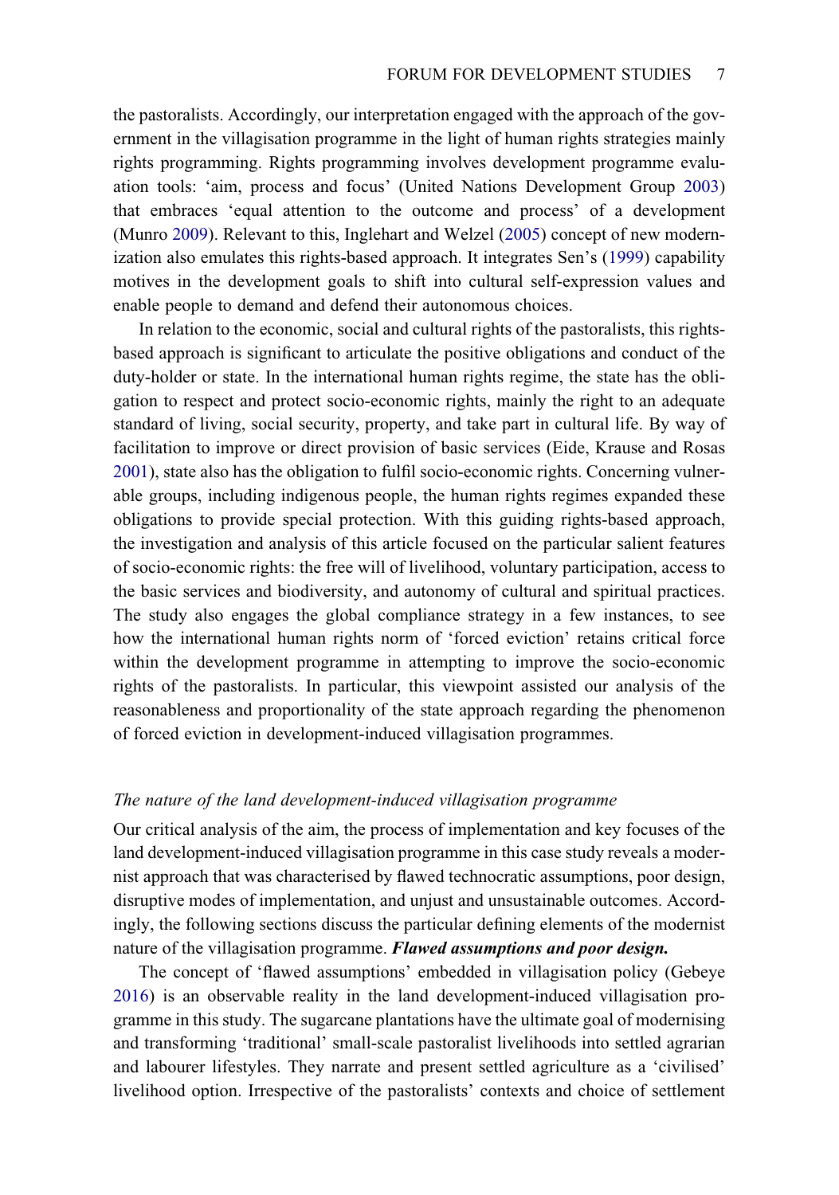the pastoralists. Accordingly, our interpretation engaged with the approach of the government in the villagisation programme in the light of human rights strategies mainly rights programming. Rights programming involves development programme evaluation tools: 'aim, process and focus' (United Nations Development Group 2003) that embraces 'equal attention to the outcome and process' of a development (Munro 2009). Relevant to this, Inglehart and Welzel (2005) concept of new modernization also emulates this rights-based approach. It integrates Sen's (1999) capability motives in the development goals to shift into cultural self-expression values and enable people to demand and defend their autonomous choices.

In relation to the economic, social and cultural rights of the pastoralists, this rights-based approach is significant to articulate the positive obligations and conduct of the duty-holder or state. In the international human rights regime, the state has the obligation to respect and protect socio-economic rights, mainly the right to an adequate standard of living, social security, property, and take part in cultural life. By way of facilitation to improve or direct provision of basic services (Eide, Krause and Rosas 2001), state also has the obligation to fulfil socio-economic rights. Concerning vulnerable groups, including indigenous people, the human rights regimes expanded these obligations to provide special protection. With this guiding rights-based approach, the investigation and analysis of this article focused on the particular salient features of socio-economic rights: the free will of livelihood, voluntary participation, access to the basic services and biodiversity, and autonomy of cultural and spiritual practices. The study also engages the global compliance strategy in a few instances, to see how the international human rights norm of 'forced eviction' retains critical force within the development programme in attempting to improve the socio-economic rights of the pastoralists. In particular, this viewpoint assisted our analysis of the reasonableness and proportionality of the state approach regarding the phenomenon of forced eviction in development-induced villagisation programmes.

### *The nature of the land development-induced villagisation programme*

Our critical analysis of the aim, the process of implementation and key focuses of the land development-induced villagisation programme in this case study reveals a modernist approach that was characterised by flawed technocratic assumptions, poor design, disruptive modes of implementation, and unjust and unsustainable outcomes. Accordingly, the following sections discuss the particular defining elements of the modernist nature of the villagisation programme. ***Flawed assumptions and poor design.***

The concept of 'flawed assumptions' embedded in villagisation policy (Gebeye 2016) is an observable reality in the land development-induced villagisation programme in this study. The sugarcane plantations have the ultimate goal of modernising and transforming 'traditional' small-scale pastoralist livelihoods into settled agrarian and labourer lifestyles. They narrate and present settled agriculture as a 'civilised' livelihood option. Irrespective of the pastoralists' contexts and choice of settlement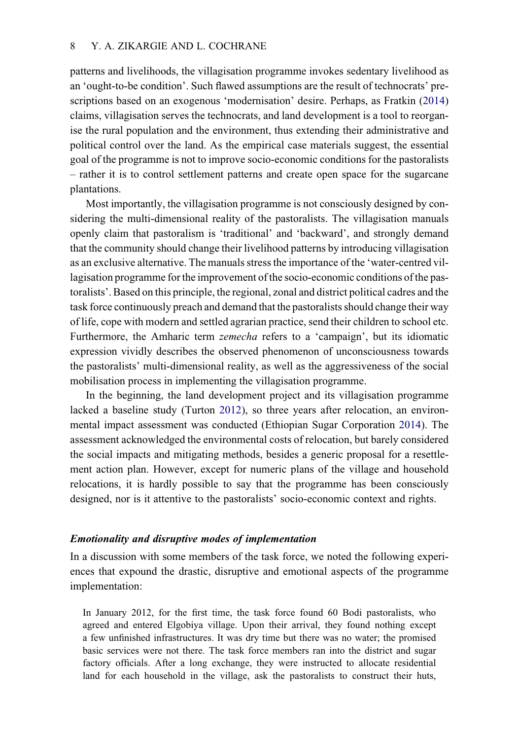patterns and livelihoods, the villagisation programme invokes sedentary livelihood as an 'ought-to-be condition'. Such flawed assumptions are the result of technocrats' prescriptions based on an exogenous 'modernisation' desire. Perhaps, as Fratkin (2014) claims, villagisation serves the technocrats, and land development is a tool to reorganise the rural population and the environment, thus extending their administrative and political control over the land. As the empirical case materials suggest, the essential goal of the programme is not to improve socio-economic conditions for the pastoralists – rather it is to control settlement patterns and create open space for the sugarcane plantations.

Most importantly, the villagisation programme is not consciously designed by considering the multi-dimensional reality of the pastoralists. The villagisation manuals openly claim that pastoralism is 'traditional' and 'backward', and strongly demand that the community should change their livelihood patterns by introducing villagisation as an exclusive alternative. The manuals stress the importance of the 'water-centred villagisation programme for the improvement of the socio-economic conditions of the pastoralists'. Based on this principle, the regional, zonal and district political cadres and the task force continuously preach and demand that the pastoralists should change their way of life, cope with modern and settled agrarian practice, send their children to school etc. Furthermore, the Amharic term *zemecha* refers to a 'campaign', but its idiomatic expression vividly describes the observed phenomenon of unconsciousness towards the pastoralists' multi-dimensional reality, as well as the aggressiveness of the social mobilisation process in implementing the villagisation programme.

In the beginning, the land development project and its villagisation programme lacked a baseline study (Turton 2012), so three years after relocation, an environmental impact assessment was conducted (Ethiopian Sugar Corporation 2014). The assessment acknowledged the environmental costs of relocation, but barely considered the social impacts and mitigating methods, besides a generic proposal for a resettlement action plan. However, except for numeric plans of the village and household relocations, it is hardly possible to say that the programme has been consciously designed, nor is it attentive to the pastoralists' socio-economic context and rights.

### *Emotionality and disruptive modes of implementation*

In a discussion with some members of the task force, we noted the following experiences that expound the drastic, disruptive and emotional aspects of the programme implementation:

> In January 2012, for the first time, the task force found 60 Bodi pastoralists, who agreed and entered Elgobiya village. Upon their arrival, they found nothing except a few unfinished infrastructures. It was dry time but there was no water; the promised basic services were not there. The task force members ran into the district and sugar factory officials. After a long exchange, they were instructed to allocate residential land for each household in the village, ask the pastoralists to construct their huts,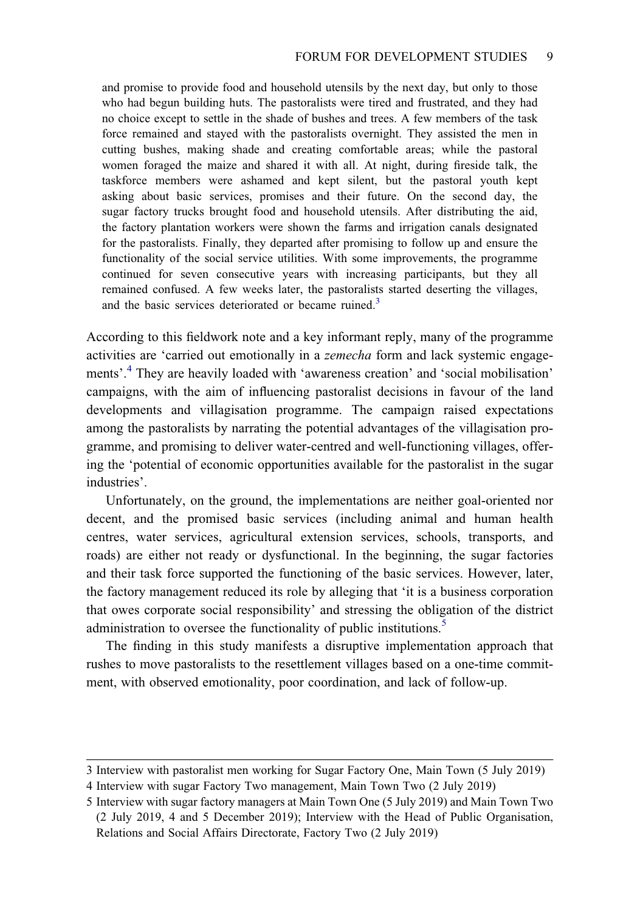> and promise to provide food and household utensils by the next day, but only to those who had begun building huts. The pastoralists were tired and frustrated, and they had no choice except to settle in the shade of bushes and trees. A few members of the task force remained and stayed with the pastoralists overnight. They assisted the men in cutting bushes, making shade and creating comfortable areas; while the pastoral women foraged the maize and shared it with all. At night, during fireside talk, the taskforce members were ashamed and kept silent, but the pastoral youth kept asking about basic services, promises and their future. On the second day, the sugar factory trucks brought food and household utensils. After distributing the aid, the factory plantation workers were shown the farms and irrigation canals designated for the pastoralists. Finally, they departed after promising to follow up and ensure the functionality of the social service utilities. With some improvements, the programme continued for seven consecutive years with increasing participants, but they all remained confused. A few weeks later, the pastoralists started deserting the villages, and the basic services deteriorated or became ruined.[3]

According to this fieldwork note and a key informant reply, many of the programme activities are 'carried out emotionally in a *zemecha* form and lack systemic engagements'.[4] They are heavily loaded with 'awareness creation' and 'social mobilisation' campaigns, with the aim of influencing pastoralist decisions in favour of the land developments and villagisation programme. The campaign raised expectations among the pastoralists by narrating the potential advantages of the villagisation programme, and promising to deliver water-centred and well-functioning villages, offering the 'potential of economic opportunities available for the pastoralist in the sugar industries'.

Unfortunately, on the ground, the implementations are neither goal-oriented nor decent, and the promised basic services (including animal and human health centres, water services, agricultural extension services, schools, transports, and roads) are either not ready or dysfunctional. In the beginning, the sugar factories and their task force supported the functioning of the basic services. However, later, the factory management reduced its role by alleging that 'it is a business corporation that owes corporate social responsibility' and stressing the obligation of the district administration to oversee the functionality of public institutions.[5]

The finding in this study manifests a disruptive implementation approach that rushes to move pastoralists to the resettlement villages based on a one-time commitment, with observed emotionality, poor coordination, and lack of follow-up.

---

3 Interview with pastoralist men working for Sugar Factory One, Main Town (5 July 2019)

4 Interview with sugar Factory Two management, Main Town Two (2 July 2019)

5 Interview with sugar factory managers at Main Town One (5 July 2019) and Main Town Two (2 July 2019, 4 and 5 December 2019); Interview with the Head of Public Organisation, Relations and Social Affairs Directorate, Factory Two (2 July 2019)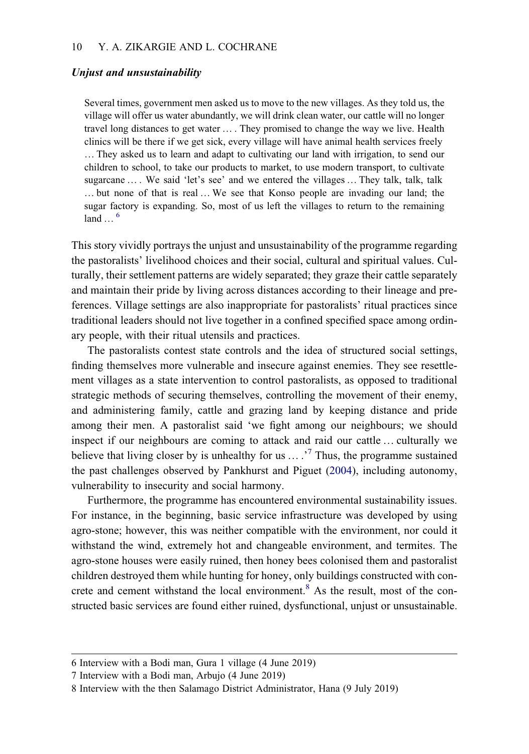### *Unjust and unsustainability*

> Several times, government men asked us to move to the new villages. As they told us, the village will offer us water abundantly, we will drink clean water, our cattle will no longer travel long distances to get water … . They promised to change the way we live. Health clinics will be there if we get sick, every village will have animal health services freely … They asked us to learn and adapt to cultivating our land with irrigation, to send our children to school, to take our products to market, to use modern transport, to cultivate sugarcane … . We said 'let's see' and we entered the villages … They talk, talk, talk … but none of that is real … We see that Konso people are invading our land; the sugar factory is expanding. So, most of us left the villages to return to the remaining land … [6]

This story vividly portrays the unjust and unsustainability of the programme regarding the pastoralists' livelihood choices and their social, cultural and spiritual values. Culturally, their settlement patterns are widely separated; they graze their cattle separately and maintain their pride by living across distances according to their lineage and preferences. Village settings are also inappropriate for pastoralists' ritual practices since traditional leaders should not live together in a confined specified space among ordinary people, with their ritual utensils and practices.

The pastoralists contest state controls and the idea of structured social settings, finding themselves more vulnerable and insecure against enemies. They see resettlement villages as a state intervention to control pastoralists, as opposed to traditional strategic methods of securing themselves, controlling the movement of their enemy, and administering family, cattle and grazing land by keeping distance and pride among their men. A pastoralist said 'we fight among our neighbours; we should inspect if our neighbours are coming to attack and raid our cattle … culturally we believe that living closer by is unhealthy for us … .'[7] Thus, the programme sustained the past challenges observed by Pankhurst and Piguet (2004), including autonomy, vulnerability to insecurity and social harmony.

Furthermore, the programme has encountered environmental sustainability issues. For instance, in the beginning, basic service infrastructure was developed by using agro-stone; however, this was neither compatible with the environment, nor could it withstand the wind, extremely hot and changeable environment, and termites. The agro-stone houses were easily ruined, then honey bees colonised them and pastoralist children destroyed them while hunting for honey, only buildings constructed with concrete and cement withstand the local environment.[8] As the result, most of the constructed basic services are found either ruined, dysfunctional, unjust or unsustainable.

---

6 Interview with a Bodi man, Gura 1 village (4 June 2019)

7 Interview with a Bodi man, Arbujo (4 June 2019)

8 Interview with the then Salamago District Administrator, Hana (9 July 2019)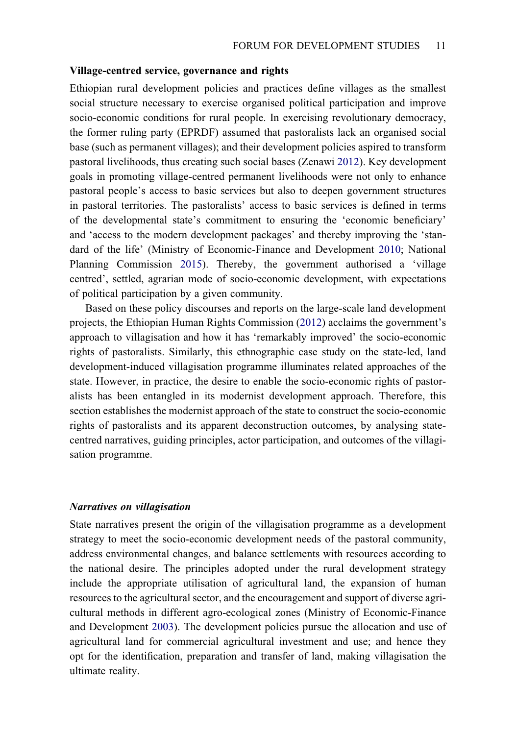### Village-centred service, governance and rights

Ethiopian rural development policies and practices define villages as the smallest social structure necessary to exercise organised political participation and improve socio-economic conditions for rural people. In exercising revolutionary democracy, the former ruling party (EPRDF) assumed that pastoralists lack an organised social base (such as permanent villages); and their development policies aspired to transform pastoral livelihoods, thus creating such social bases (Zenawi 2012). Key development goals in promoting village-centred permanent livelihoods were not only to enhance pastoral people's access to basic services but also to deepen government structures in pastoral territories. The pastoralists' access to basic services is defined in terms of the developmental state's commitment to ensuring the 'economic beneficiary' and 'access to the modern development packages' and thereby improving the 'standard of the life' (Ministry of Economic-Finance and Development 2010; National Planning Commission 2015). Thereby, the government authorised a 'village centred', settled, agrarian mode of socio-economic development, with expectations of political participation by a given community.

Based on these policy discourses and reports on the large-scale land development projects, the Ethiopian Human Rights Commission (2012) acclaims the government's approach to villagisation and how it has 'remarkably improved' the socio-economic rights of pastoralists. Similarly, this ethnographic case study on the state-led, land development-induced villagisation programme illuminates related approaches of the state. However, in practice, the desire to enable the socio-economic rights of pastoralists has been entangled in its modernist development approach. Therefore, this section establishes the modernist approach of the state to construct the socio-economic rights of pastoralists and its apparent deconstruction outcomes, by analysing state-centred narratives, guiding principles, actor participation, and outcomes of the villagisation programme.

#### *Narratives on villagisation*

State narratives present the origin of the villagisation programme as a development strategy to meet the socio-economic development needs of the pastoral community, address environmental changes, and balance settlements with resources according to the national desire. The principles adopted under the rural development strategy include the appropriate utilisation of agricultural land, the expansion of human resources to the agricultural sector, and the encouragement and support of diverse agricultural methods in different agro-ecological zones (Ministry of Economic-Finance and Development 2003). The development policies pursue the allocation and use of agricultural land for commercial agricultural investment and use; and hence they opt for the identification, preparation and transfer of land, making villagisation the ultimate reality.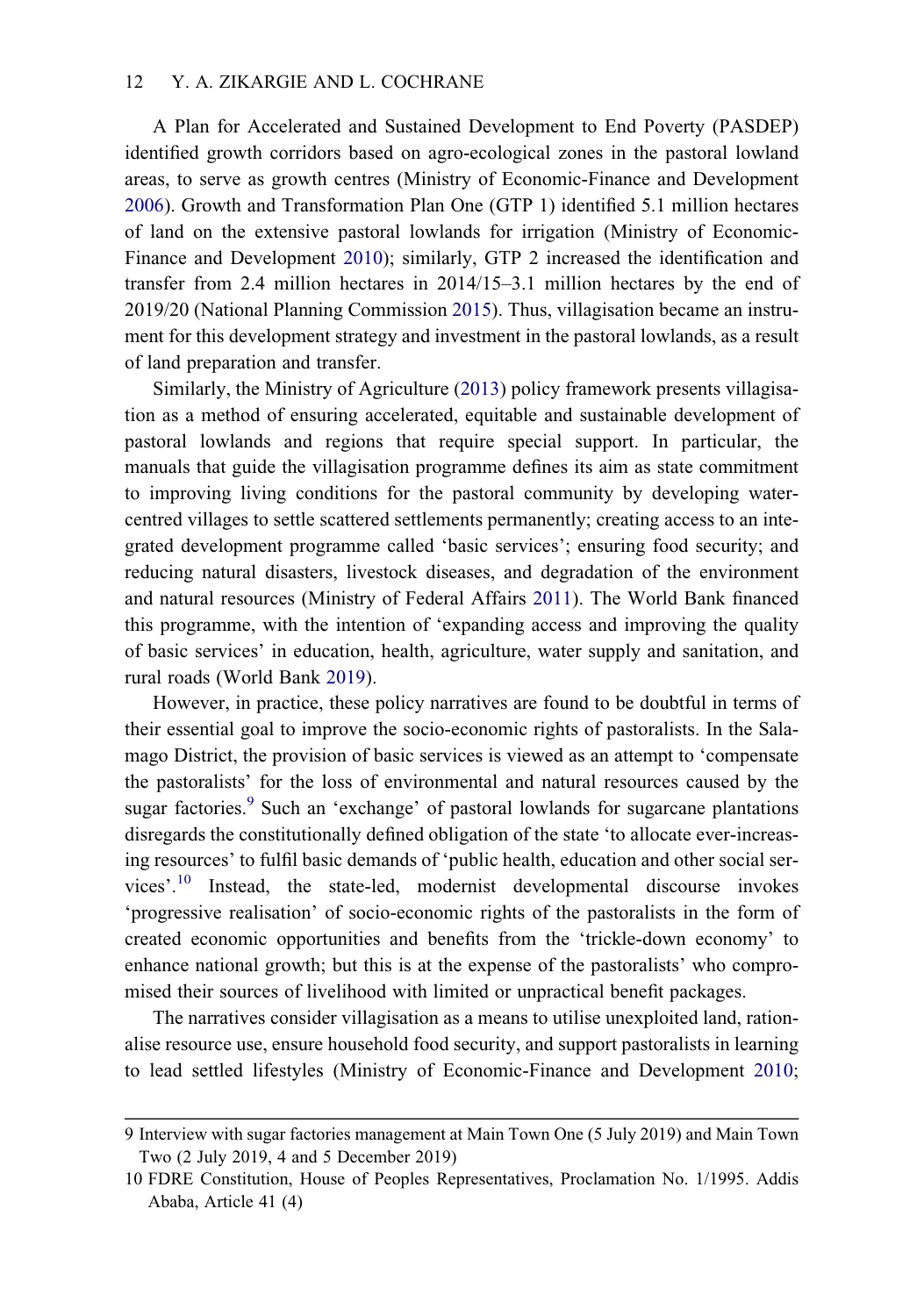A Plan for Accelerated and Sustained Development to End Poverty (PASDEP) identified growth corridors based on agro-ecological zones in the pastoral lowland areas, to serve as growth centres (Ministry of Economic-Finance and Development 2006). Growth and Transformation Plan One (GTP 1) identified 5.1 million hectares of land on the extensive pastoral lowlands for irrigation (Ministry of Economic-Finance and Development 2010); similarly, GTP 2 increased the identification and transfer from 2.4 million hectares in 2014/15–3.1 million hectares by the end of 2019/20 (National Planning Commission 2015). Thus, villagisation became an instrument for this development strategy and investment in the pastoral lowlands, as a result of land preparation and transfer.

Similarly, the Ministry of Agriculture (2013) policy framework presents villagisation as a method of ensuring accelerated, equitable and sustainable development of pastoral lowlands and regions that require special support. In particular, the manuals that guide the villagisation programme defines its aim as state commitment to improving living conditions for the pastoral community by developing water-centred villages to settle scattered settlements permanently; creating access to an integrated development programme called 'basic services'; ensuring food security; and reducing natural disasters, livestock diseases, and degradation of the environment and natural resources (Ministry of Federal Affairs 2011). The World Bank financed this programme, with the intention of 'expanding access and improving the quality of basic services' in education, health, agriculture, water supply and sanitation, and rural roads (World Bank 2019).

However, in practice, these policy narratives are found to be doubtful in terms of their essential goal to improve the socio-economic rights of pastoralists. In the Salamago District, the provision of basic services is viewed as an attempt to 'compensate the pastoralists' for the loss of environmental and natural resources caused by the sugar factories.[9] Such an 'exchange' of pastoral lowlands for sugarcane plantations disregards the constitutionally defined obligation of the state 'to allocate ever-increasing resources' to fulfil basic demands of 'public health, education and other social services'.[10] Instead, the state-led, modernist developmental discourse invokes 'progressive realisation' of socio-economic rights of the pastoralists in the form of created economic opportunities and benefits from the 'trickle-down economy' to enhance national growth; but this is at the expense of the pastoralists' who compromised their sources of livelihood with limited or unpractical benefit packages.

The narratives consider villagisation as a means to utilise unexploited land, rationalise resource use, ensure household food security, and support pastoralists in learning to lead settled lifestyles (Ministry of Economic-Finance and Development 2010;

---

9 Interview with sugar factories management at Main Town One (5 July 2019) and Main Town Two (2 July 2019, 4 and 5 December 2019)

10 FDRE Constitution, House of Peoples Representatives, Proclamation No. 1/1995. Addis Ababa, Article 41 (4)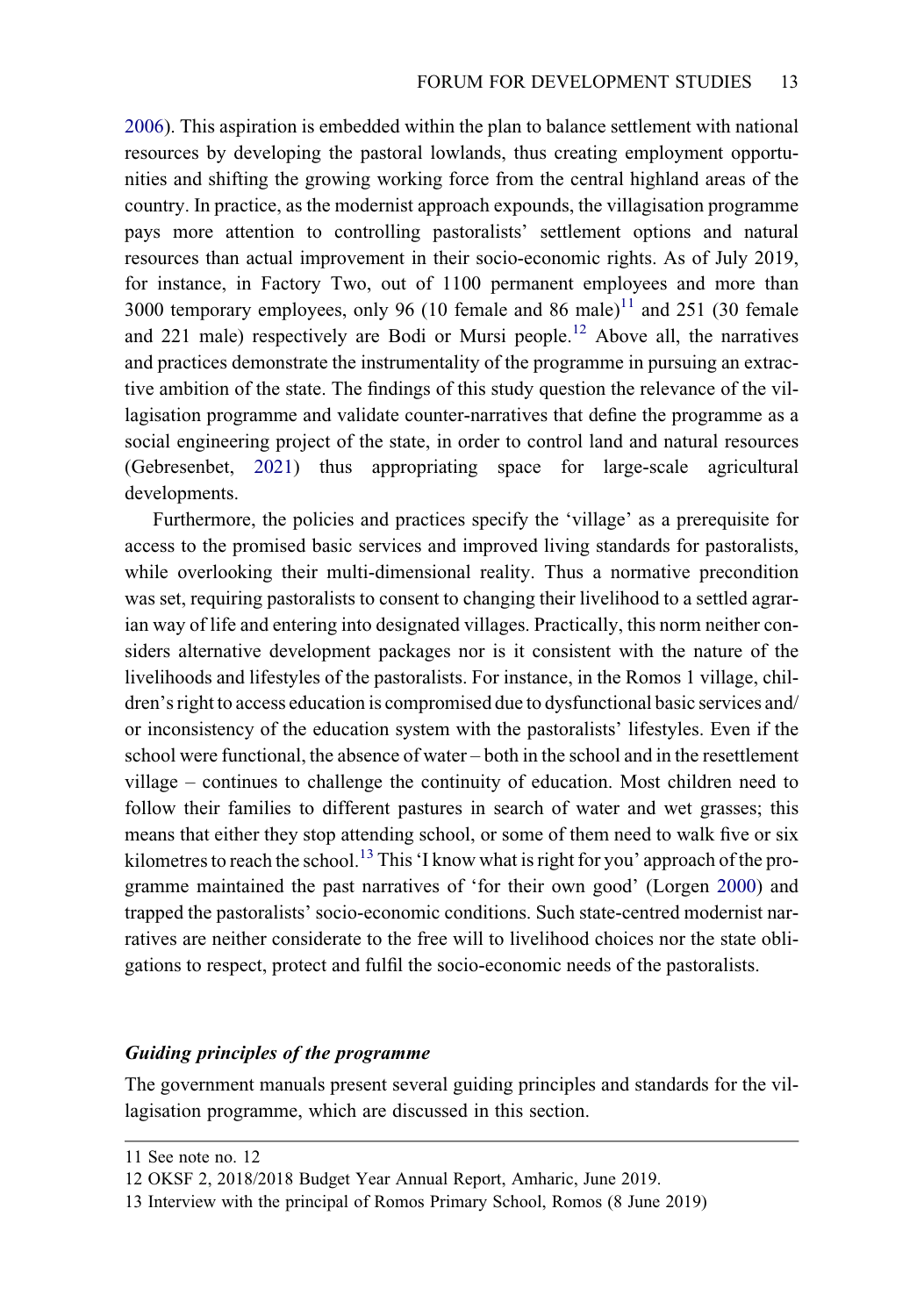2006). This aspiration is embedded within the plan to balance settlement with national resources by developing the pastoral lowlands, thus creating employment opportunities and shifting the growing working force from the central highland areas of the country. In practice, as the modernist approach expounds, the villagisation programme pays more attention to controlling pastoralists' settlement options and natural resources than actual improvement in their socio-economic rights. As of July 2019, for instance, in Factory Two, out of 1100 permanent employees and more than 3000 temporary employees, only 96 (10 female and 86 male)[11] and 251 (30 female and 221 male) respectively are Bodi or Mursi people.[12] Above all, the narratives and practices demonstrate the instrumentality of the programme in pursuing an extractive ambition of the state. The findings of this study question the relevance of the villagisation programme and validate counter-narratives that define the programme as a social engineering project of the state, in order to control land and natural resources (Gebresenbet, 2021) thus appropriating space for large-scale agricultural developments.

Furthermore, the policies and practices specify the 'village' as a prerequisite for access to the promised basic services and improved living standards for pastoralists, while overlooking their multi-dimensional reality. Thus a normative precondition was set, requiring pastoralists to consent to changing their livelihood to a settled agrarian way of life and entering into designated villages. Practically, this norm neither considers alternative development packages nor is it consistent with the nature of the livelihoods and lifestyles of the pastoralists. For instance, in the Romos 1 village, children's right to access education is compromised due to dysfunctional basic services and/or inconsistency of the education system with the pastoralists' lifestyles. Even if the school were functional, the absence of water – both in the school and in the resettlement village – continues to challenge the continuity of education. Most children need to follow their families to different pastures in search of water and wet grasses; this means that either they stop attending school, or some of them need to walk five or six kilometres to reach the school.[13] This 'I know what is right for you' approach of the programme maintained the past narratives of 'for their own good' (Lorgen 2000) and trapped the pastoralists' socio-economic conditions. Such state-centred modernist narratives are neither considerate to the free will to livelihood choices nor the state obligations to respect, protect and fulfil the socio-economic needs of the pastoralists.

### *Guiding principles of the programme*

The government manuals present several guiding principles and standards for the villagisation programme, which are discussed in this section.

---

11 See note no. 12

12 OKSF 2, 2018/2018 Budget Year Annual Report, Amharic, June 2019.

13 Interview with the principal of Romos Primary School, Romos (8 June 2019)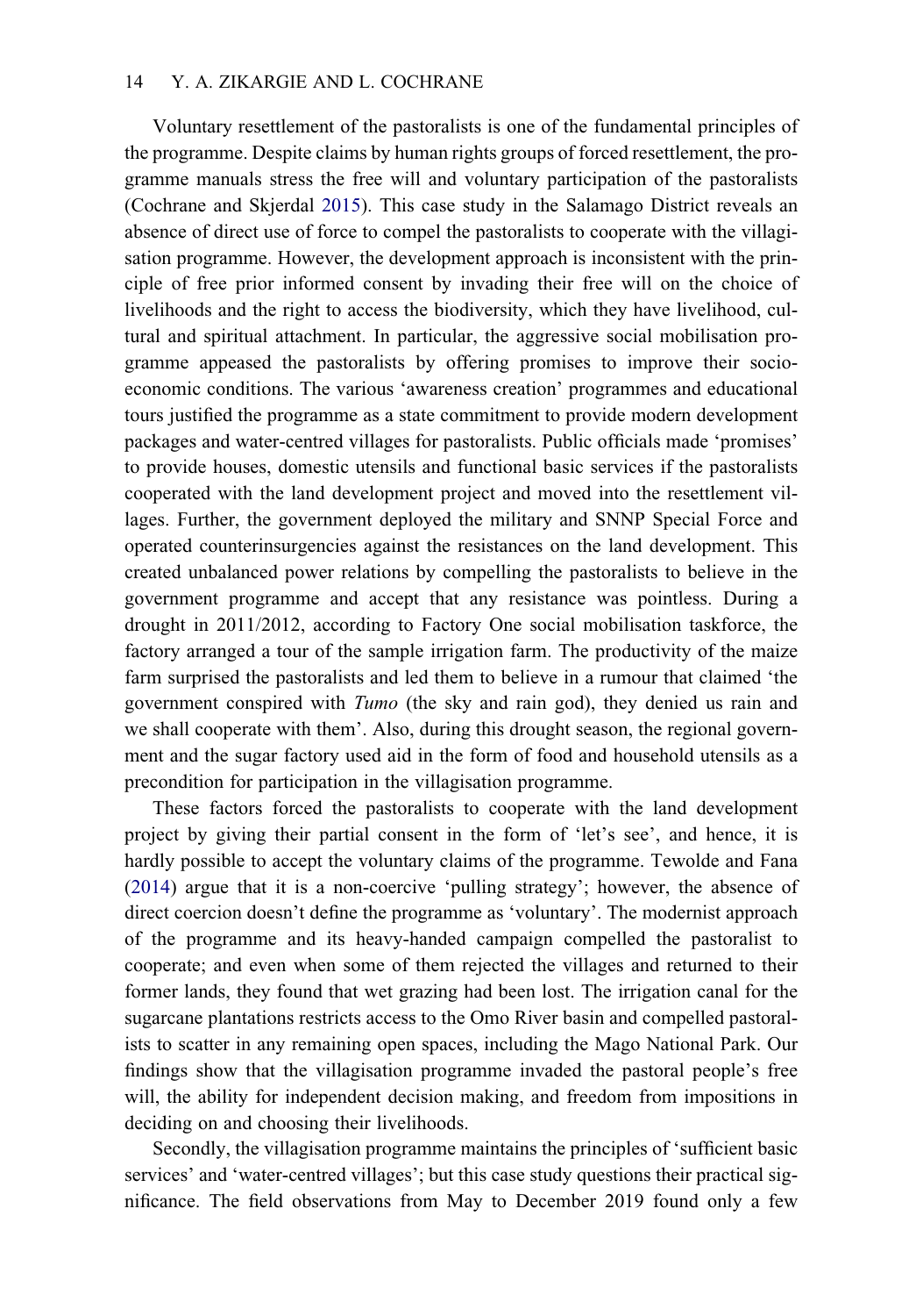Voluntary resettlement of the pastoralists is one of the fundamental principles of the programme. Despite claims by human rights groups of forced resettlement, the programme manuals stress the free will and voluntary participation of the pastoralists (Cochrane and Skjerdal 2015). This case study in the Salamago District reveals an absence of direct use of force to compel the pastoralists to cooperate with the villagisation programme. However, the development approach is inconsistent with the principle of free prior informed consent by invading their free will on the choice of livelihoods and the right to access the biodiversity, which they have livelihood, cultural and spiritual attachment. In particular, the aggressive social mobilisation programme appeased the pastoralists by offering promises to improve their socio-economic conditions. The various 'awareness creation' programmes and educational tours justified the programme as a state commitment to provide modern development packages and water-centred villages for pastoralists. Public officials made 'promises' to provide houses, domestic utensils and functional basic services if the pastoralists cooperated with the land development project and moved into the resettlement villages. Further, the government deployed the military and SNNP Special Force and operated counterinsurgencies against the resistances on the land development. This created unbalanced power relations by compelling the pastoralists to believe in the government programme and accept that any resistance was pointless. During a drought in 2011/2012, according to Factory One social mobilisation taskforce, the factory arranged a tour of the sample irrigation farm. The productivity of the maize farm surprised the pastoralists and led them to believe in a rumour that claimed 'the government conspired with *Tumo* (the sky and rain god), they denied us rain and we shall cooperate with them'. Also, during this drought season, the regional government and the sugar factory used aid in the form of food and household utensils as a precondition for participation in the villagisation programme.

These factors forced the pastoralists to cooperate with the land development project by giving their partial consent in the form of 'let's see', and hence, it is hardly possible to accept the voluntary claims of the programme. Tewolde and Fana (2014) argue that it is a non-coercive 'pulling strategy'; however, the absence of direct coercion doesn't define the programme as 'voluntary'. The modernist approach of the programme and its heavy-handed campaign compelled the pastoralist to cooperate; and even when some of them rejected the villages and returned to their former lands, they found that wet grazing had been lost. The irrigation canal for the sugarcane plantations restricts access to the Omo River basin and compelled pastoralists to scatter in any remaining open spaces, including the Mago National Park. Our findings show that the villagisation programme invaded the pastoral people's free will, the ability for independent decision making, and freedom from impositions in deciding on and choosing their livelihoods.

Secondly, the villagisation programme maintains the principles of 'sufficient basic services' and 'water-centred villages'; but this case study questions their practical significance. The field observations from May to December 2019 found only a few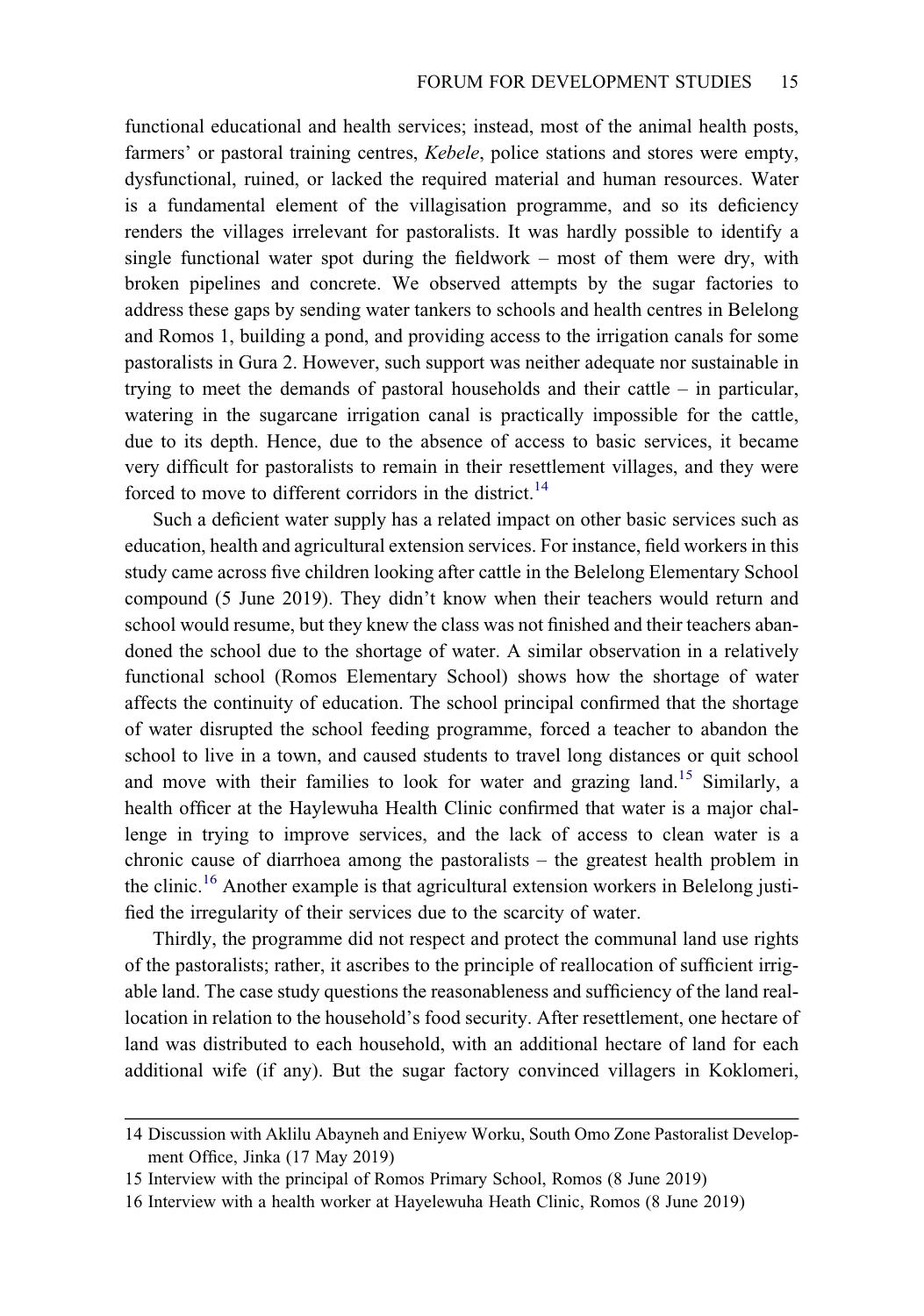functional educational and health services; instead, most of the animal health posts, farmers' or pastoral training centres, *Kebele*, police stations and stores were empty, dysfunctional, ruined, or lacked the required material and human resources. Water is a fundamental element of the villagisation programme, and so its deficiency renders the villages irrelevant for pastoralists. It was hardly possible to identify a single functional water spot during the fieldwork – most of them were dry, with broken pipelines and concrete. We observed attempts by the sugar factories to address these gaps by sending water tankers to schools and health centres in Belelong and Romos 1, building a pond, and providing access to the irrigation canals for some pastoralists in Gura 2. However, such support was neither adequate nor sustainable in trying to meet the demands of pastoral households and their cattle – in particular, watering in the sugarcane irrigation canal is practically impossible for the cattle, due to its depth. Hence, due to the absence of access to basic services, it became very difficult for pastoralists to remain in their resettlement villages, and they were forced to move to different corridors in the district.[14]

Such a deficient water supply has a related impact on other basic services such as education, health and agricultural extension services. For instance, field workers in this study came across five children looking after cattle in the Belelong Elementary School compound (5 June 2019). They didn't know when their teachers would return and school would resume, but they knew the class was not finished and their teachers abandoned the school due to the shortage of water. A similar observation in a relatively functional school (Romos Elementary School) shows how the shortage of water affects the continuity of education. The school principal confirmed that the shortage of water disrupted the school feeding programme, forced a teacher to abandon the school to live in a town, and caused students to travel long distances or quit school and move with their families to look for water and grazing land.[15] Similarly, a health officer at the Haylewuha Health Clinic confirmed that water is a major challenge in trying to improve services, and the lack of access to clean water is a chronic cause of diarrhoea among the pastoralists – the greatest health problem in the clinic.[16] Another example is that agricultural extension workers in Belelong justified the irregularity of their services due to the scarcity of water.

Thirdly, the programme did not respect and protect the communal land use rights of the pastoralists; rather, it ascribes to the principle of reallocation of sufficient irrigable land. The case study questions the reasonableness and sufficiency of the land reallocation in relation to the household's food security. After resettlement, one hectare of land was distributed to each household, with an additional hectare of land for each additional wife (if any). But the sugar factory convinced villagers in Koklomeri,

---

14 Discussion with Aklilu Abayneh and Eniyew Worku, South Omo Zone Pastoralist Development Office, Jinka (17 May 2019)

15 Interview with the principal of Romos Primary School, Romos (8 June 2019)

16 Interview with a health worker at Hayelewuha Heath Clinic, Romos (8 June 2019)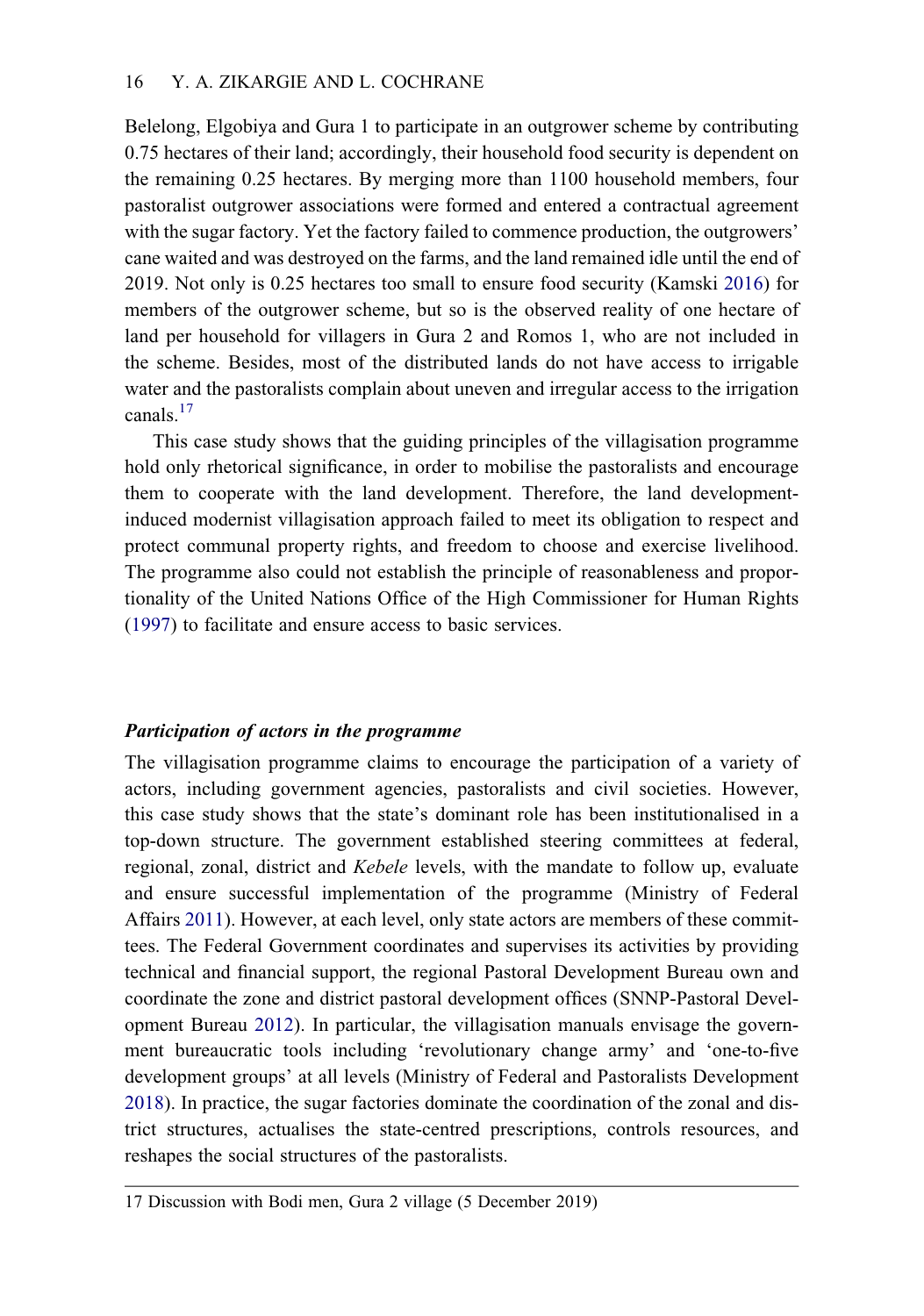Belelong, Elgobiya and Gura 1 to participate in an outgrower scheme by contributing 0.75 hectares of their land; accordingly, their household food security is dependent on the remaining 0.25 hectares. By merging more than 1100 household members, four pastoralist outgrower associations were formed and entered a contractual agreement with the sugar factory. Yet the factory failed to commence production, the outgrowers' cane waited and was destroyed on the farms, and the land remained idle until the end of 2019. Not only is 0.25 hectares too small to ensure food security (Kamski 2016) for members of the outgrower scheme, but so is the observed reality of one hectare of land per household for villagers in Gura 2 and Romos 1, who are not included in the scheme. Besides, most of the distributed lands do not have access to irrigable water and the pastoralists complain about uneven and irregular access to the irrigation canals.[17]

This case study shows that the guiding principles of the villagisation programme hold only rhetorical significance, in order to mobilise the pastoralists and encourage them to cooperate with the land development. Therefore, the land development-induced modernist villagisation approach failed to meet its obligation to respect and protect communal property rights, and freedom to choose and exercise livelihood. The programme also could not establish the principle of reasonableness and proportionality of the United Nations Office of the High Commissioner for Human Rights (1997) to facilitate and ensure access to basic services.

### *Participation of actors in the programme*

The villagisation programme claims to encourage the participation of a variety of actors, including government agencies, pastoralists and civil societies. However, this case study shows that the state's dominant role has been institutionalised in a top-down structure. The government established steering committees at federal, regional, zonal, district and *Kebele* levels, with the mandate to follow up, evaluate and ensure successful implementation of the programme (Ministry of Federal Affairs 2011). However, at each level, only state actors are members of these committees. The Federal Government coordinates and supervises its activities by providing technical and financial support, the regional Pastoral Development Bureau own and coordinate the zone and district pastoral development offices (SNNP-Pastoral Development Bureau 2012). In particular, the villagisation manuals envisage the government bureaucratic tools including 'revolutionary change army' and 'one-to-five development groups' at all levels (Ministry of Federal and Pastoralists Development 2018). In practice, the sugar factories dominate the coordination of the zonal and district structures, actualises the state-centred prescriptions, controls resources, and reshapes the social structures of the pastoralists.

17 Discussion with Bodi men, Gura 2 village (5 December 2019)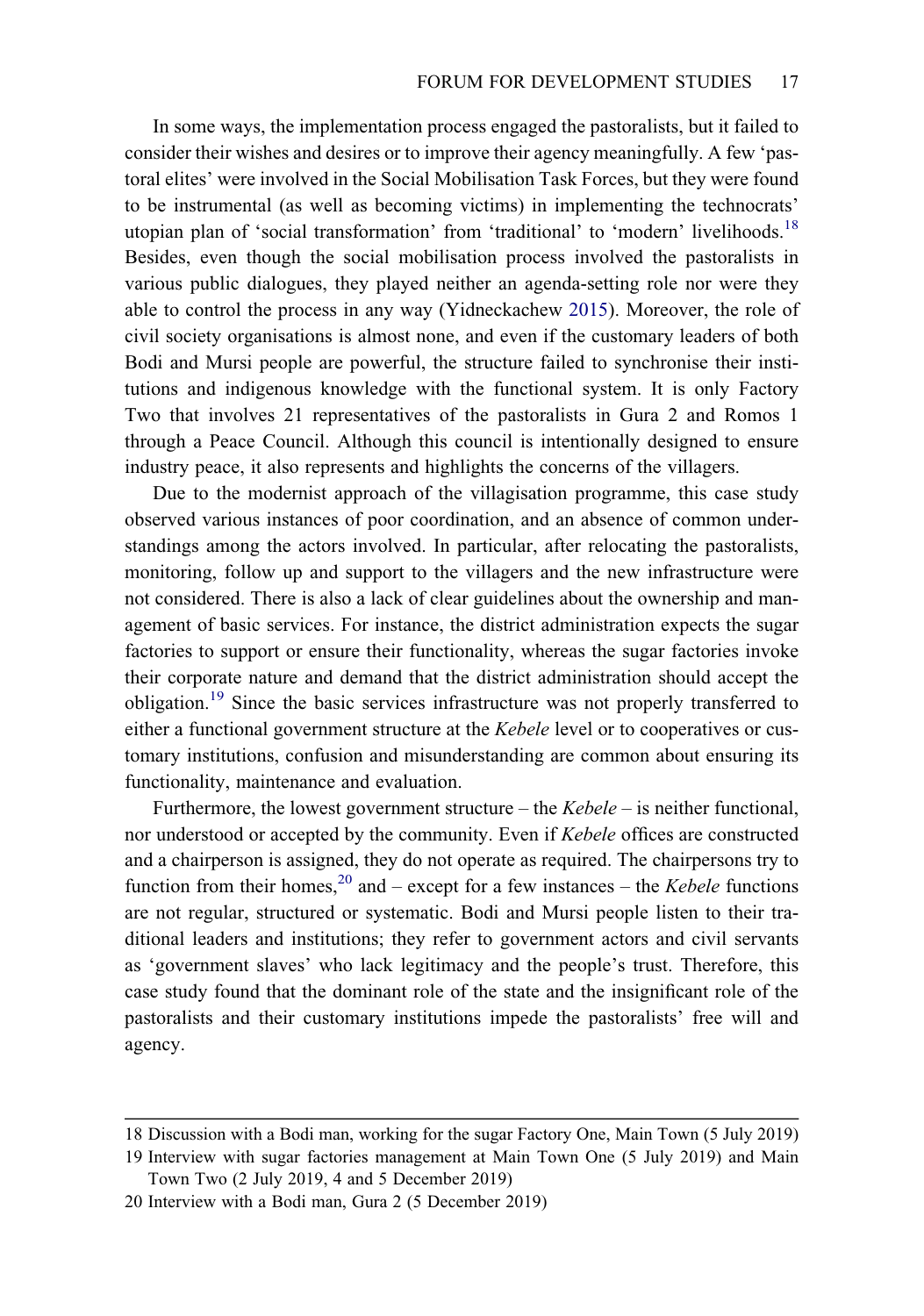In some ways, the implementation process engaged the pastoralists, but it failed to consider their wishes and desires or to improve their agency meaningfully. A few 'pastoral elites' were involved in the Social Mobilisation Task Forces, but they were found to be instrumental (as well as becoming victims) in implementing the technocrats' utopian plan of 'social transformation' from 'traditional' to 'modern' livelihoods.[18] Besides, even though the social mobilisation process involved the pastoralists in various public dialogues, they played neither an agenda-setting role nor were they able to control the process in any way (Yidneckachew 2015). Moreover, the role of civil society organisations is almost none, and even if the customary leaders of both Bodi and Mursi people are powerful, the structure failed to synchronise their institutions and indigenous knowledge with the functional system. It is only Factory Two that involves 21 representatives of the pastoralists in Gura 2 and Romos 1 through a Peace Council. Although this council is intentionally designed to ensure industry peace, it also represents and highlights the concerns of the villagers.

Due to the modernist approach of the villagisation programme, this case study observed various instances of poor coordination, and an absence of common understandings among the actors involved. In particular, after relocating the pastoralists, monitoring, follow up and support to the villagers and the new infrastructure were not considered. There is also a lack of clear guidelines about the ownership and management of basic services. For instance, the district administration expects the sugar factories to support or ensure their functionality, whereas the sugar factories invoke their corporate nature and demand that the district administration should accept the obligation.[19] Since the basic services infrastructure was not properly transferred to either a functional government structure at the *Kebele* level or to cooperatives or customary institutions, confusion and misunderstanding are common about ensuring its functionality, maintenance and evaluation.

Furthermore, the lowest government structure – the *Kebele* – is neither functional, nor understood or accepted by the community. Even if *Kebele* offices are constructed and a chairperson is assigned, they do not operate as required. The chairpersons try to function from their homes,[20] and – except for a few instances – the *Kebele* functions are not regular, structured or systematic. Bodi and Mursi people listen to their traditional leaders and institutions; they refer to government actors and civil servants as 'government slaves' who lack legitimacy and the people's trust. Therefore, this case study found that the dominant role of the state and the insignificant role of the pastoralists and their customary institutions impede the pastoralists' free will and agency.

---

18 Discussion with a Bodi man, working for the sugar Factory One, Main Town (5 July 2019)

19 Interview with sugar factories management at Main Town One (5 July 2019) and Main Town Two (2 July 2019, 4 and 5 December 2019)

20 Interview with a Bodi man, Gura 2 (5 December 2019)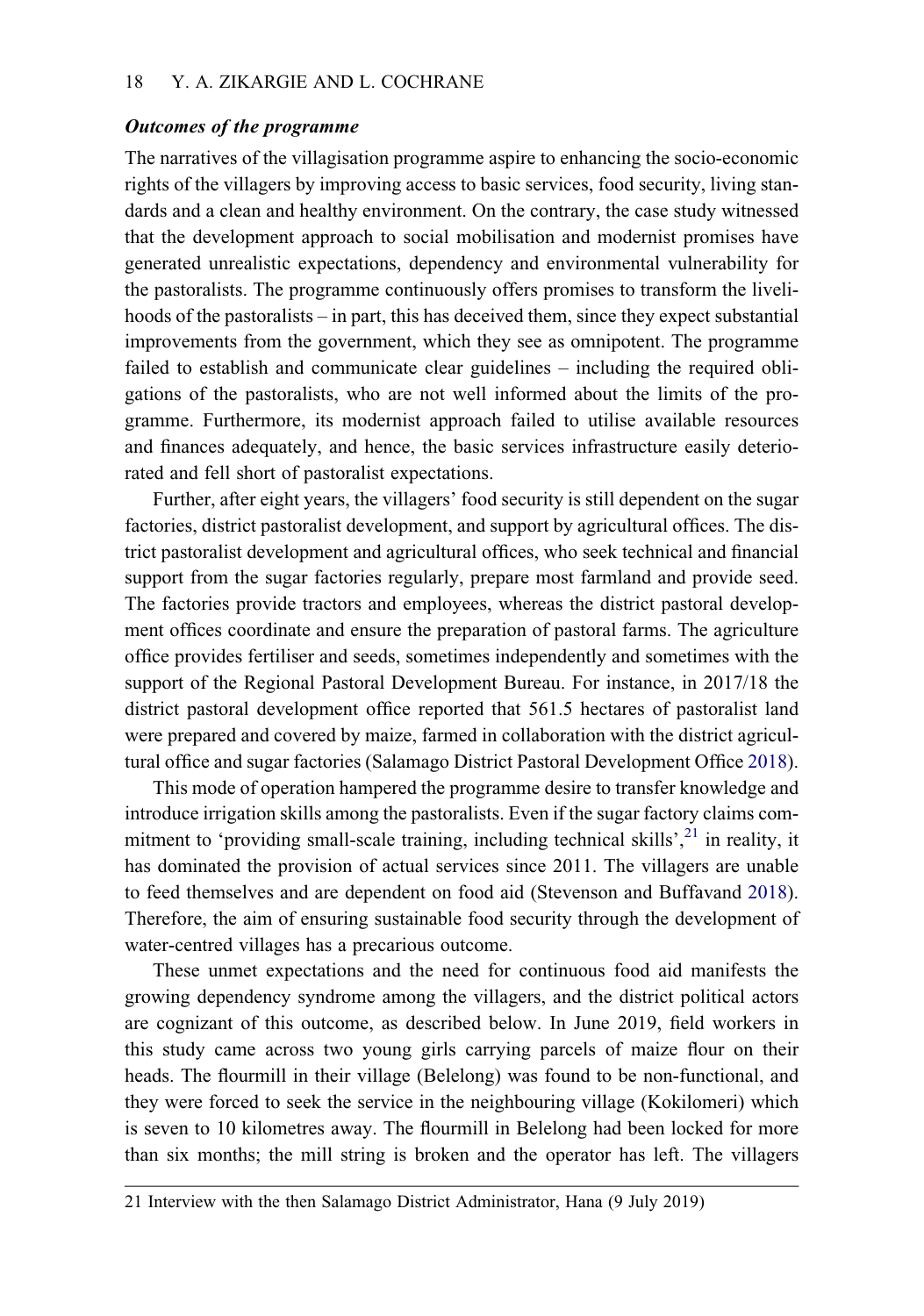### *Outcomes of the programme*

The narratives of the villagisation programme aspire to enhancing the socio-economic rights of the villagers by improving access to basic services, food security, living standards and a clean and healthy environment. On the contrary, the case study witnessed that the development approach to social mobilisation and modernist promises have generated unrealistic expectations, dependency and environmental vulnerability for the pastoralists. The programme continuously offers promises to transform the livelihoods of the pastoralists – in part, this has deceived them, since they expect substantial improvements from the government, which they see as omnipotent. The programme failed to establish and communicate clear guidelines – including the required obligations of the pastoralists, who are not well informed about the limits of the programme. Furthermore, its modernist approach failed to utilise available resources and finances adequately, and hence, the basic services infrastructure easily deteriorated and fell short of pastoralist expectations.

Further, after eight years, the villagers' food security is still dependent on the sugar factories, district pastoralist development, and support by agricultural offices. The district pastoralist development and agricultural offices, who seek technical and financial support from the sugar factories regularly, prepare most farmland and provide seed. The factories provide tractors and employees, whereas the district pastoral development offices coordinate and ensure the preparation of pastoral farms. The agriculture office provides fertiliser and seeds, sometimes independently and sometimes with the support of the Regional Pastoral Development Bureau. For instance, in 2017/18 the district pastoral development office reported that 561.5 hectares of pastoralist land were prepared and covered by maize, farmed in collaboration with the district agricultural office and sugar factories (Salamago District Pastoral Development Office 2018).

This mode of operation hampered the programme desire to transfer knowledge and introduce irrigation skills among the pastoralists. Even if the sugar factory claims commitment to 'providing small-scale training, including technical skills',[21] in reality, it has dominated the provision of actual services since 2011. The villagers are unable to feed themselves and are dependent on food aid (Stevenson and Buffavand 2018). Therefore, the aim of ensuring sustainable food security through the development of water-centred villages has a precarious outcome.

These unmet expectations and the need for continuous food aid manifests the growing dependency syndrome among the villagers, and the district political actors are cognizant of this outcome, as described below. In June 2019, field workers in this study came across two young girls carrying parcels of maize flour on their heads. The flourmill in their village (Belelong) was found to be non-functional, and they were forced to seek the service in the neighbouring village (Kokilomeri) which is seven to 10 kilometres away. The flourmill in Belelong had been locked for more than six months; the mill string is broken and the operator has left. The villagers

21 Interview with the then Salamago District Administrator, Hana (9 July 2019)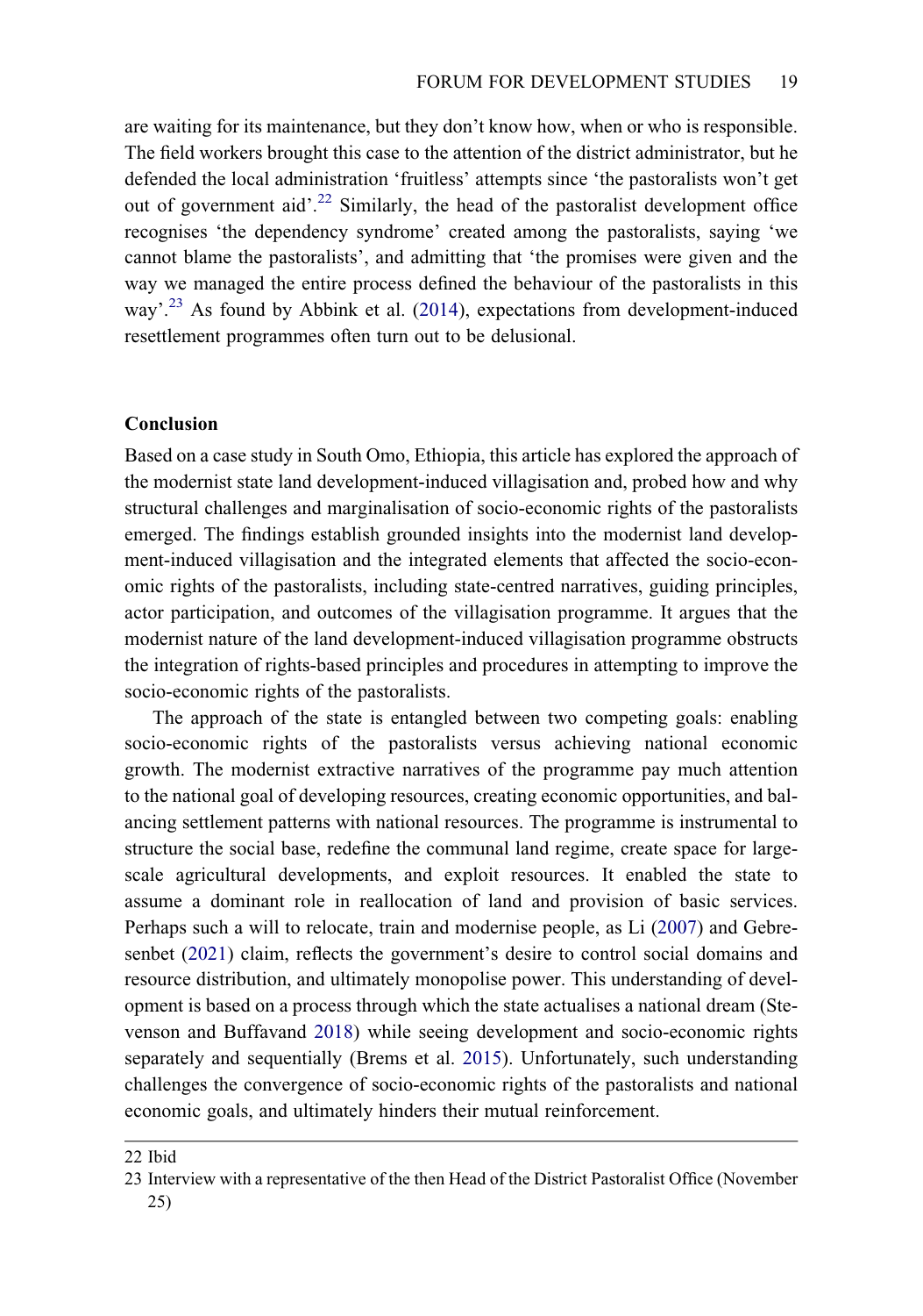are waiting for its maintenance, but they don't know how, when or who is responsible. The field workers brought this case to the attention of the district administrator, but he defended the local administration 'fruitless' attempts since 'the pastoralists won't get out of government aid'.[22] Similarly, the head of the pastoralist development office recognises 'the dependency syndrome' created among the pastoralists, saying 'we cannot blame the pastoralists', and admitting that 'the promises were given and the way we managed the entire process defined the behaviour of the pastoralists in this way'.[23] As found by Abbink et al. (2014), expectations from development-induced resettlement programmes often turn out to be delusional.

## Conclusion

Based on a case study in South Omo, Ethiopia, this article has explored the approach of the modernist state land development-induced villagisation and, probed how and why structural challenges and marginalisation of socio-economic rights of the pastoralists emerged. The findings establish grounded insights into the modernist land development-induced villagisation and the integrated elements that affected the socio-economic rights of the pastoralists, including state-centred narratives, guiding principles, actor participation, and outcomes of the villagisation programme. It argues that the modernist nature of the land development-induced villagisation programme obstructs the integration of rights-based principles and procedures in attempting to improve the socio-economic rights of the pastoralists.

The approach of the state is entangled between two competing goals: enabling socio-economic rights of the pastoralists versus achieving national economic growth. The modernist extractive narratives of the programme pay much attention to the national goal of developing resources, creating economic opportunities, and balancing settlement patterns with national resources. The programme is instrumental to structure the social base, redefine the communal land regime, create space for large-scale agricultural developments, and exploit resources. It enabled the state to assume a dominant role in reallocation of land and provision of basic services. Perhaps such a will to relocate, train and modernise people, as Li (2007) and Gebresenbet (2021) claim, reflects the government's desire to control social domains and resource distribution, and ultimately monopolise power. This understanding of development is based on a process through which the state actualises a national dream (Stevenson and Buffavand 2018) while seeing development and socio-economic rights separately and sequentially (Brems et al. 2015). Unfortunately, such understanding challenges the convergence of socio-economic rights of the pastoralists and national economic goals, and ultimately hinders their mutual reinforcement.

---

22 Ibid

23 Interview with a representative of the then Head of the District Pastoralist Office (November 25)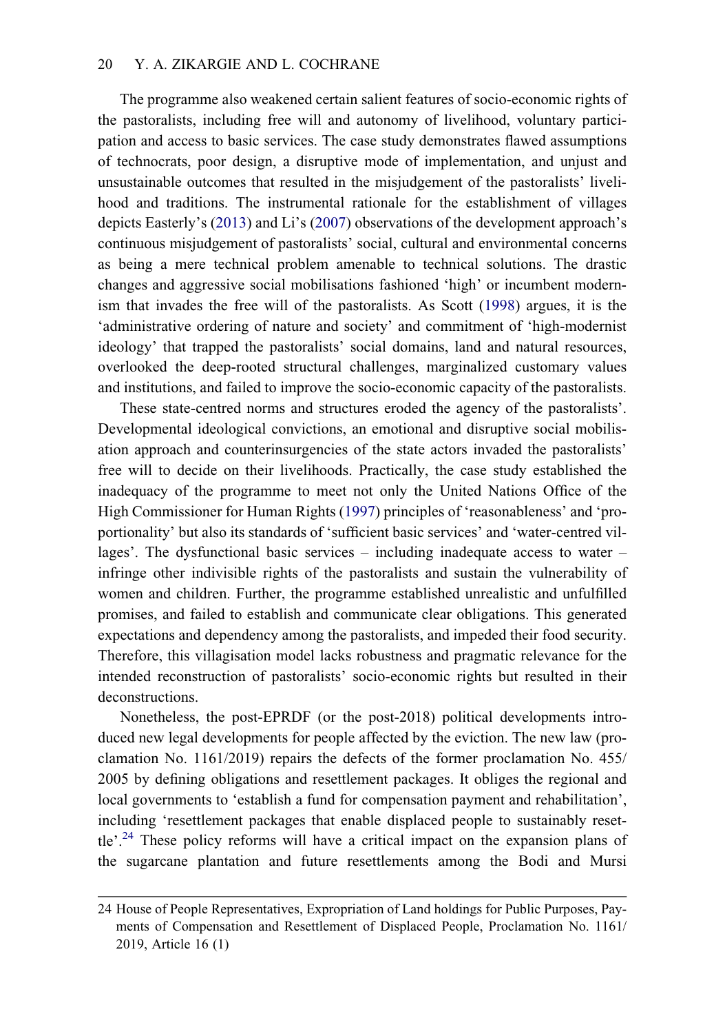The programme also weakened certain salient features of socio-economic rights of the pastoralists, including free will and autonomy of livelihood, voluntary participation and access to basic services. The case study demonstrates flawed assumptions of technocrats, poor design, a disruptive mode of implementation, and unjust and unsustainable outcomes that resulted in the misjudgement of the pastoralists' livelihood and traditions. The instrumental rationale for the establishment of villages depicts Easterly's (2013) and Li's (2007) observations of the development approach's continuous misjudgement of pastoralists' social, cultural and environmental concerns as being a mere technical problem amenable to technical solutions. The drastic changes and aggressive social mobilisations fashioned 'high' or incumbent modernism that invades the free will of the pastoralists. As Scott (1998) argues, it is the 'administrative ordering of nature and society' and commitment of 'high-modernist ideology' that trapped the pastoralists' social domains, land and natural resources, overlooked the deep-rooted structural challenges, marginalized customary values and institutions, and failed to improve the socio-economic capacity of the pastoralists.

These state-centred norms and structures eroded the agency of the pastoralists'. Developmental ideological convictions, an emotional and disruptive social mobilisation approach and counterinsurgencies of the state actors invaded the pastoralists' free will to decide on their livelihoods. Practically, the case study established the inadequacy of the programme to meet not only the United Nations Office of the High Commissioner for Human Rights (1997) principles of 'reasonableness' and 'proportionality' but also its standards of 'sufficient basic services' and 'water-centred villages'. The dysfunctional basic services – including inadequate access to water – infringe other indivisible rights of the pastoralists and sustain the vulnerability of women and children. Further, the programme established unrealistic and unfulfilled promises, and failed to establish and communicate clear obligations. This generated expectations and dependency among the pastoralists, and impeded their food security. Therefore, this villagisation model lacks robustness and pragmatic relevance for the intended reconstruction of pastoralists' socio-economic rights but resulted in their deconstructions.

Nonetheless, the post-EPRDF (or the post-2018) political developments introduced new legal developments for people affected by the eviction. The new law (proclamation No. 1161/2019) repairs the defects of the former proclamation No. 455/2005 by defining obligations and resettlement packages. It obliges the regional and local governments to 'establish a fund for compensation payment and rehabilitation', including 'resettlement packages that enable displaced people to sustainably resettle'.[24] These policy reforms will have a critical impact on the expansion plans of the sugarcane plantation and future resettlements among the Bodi and Mursi

24 House of People Representatives, Expropriation of Land holdings for Public Purposes, Payments of Compensation and Resettlement of Displaced People, Proclamation No. 1161/2019, Article 16 (1)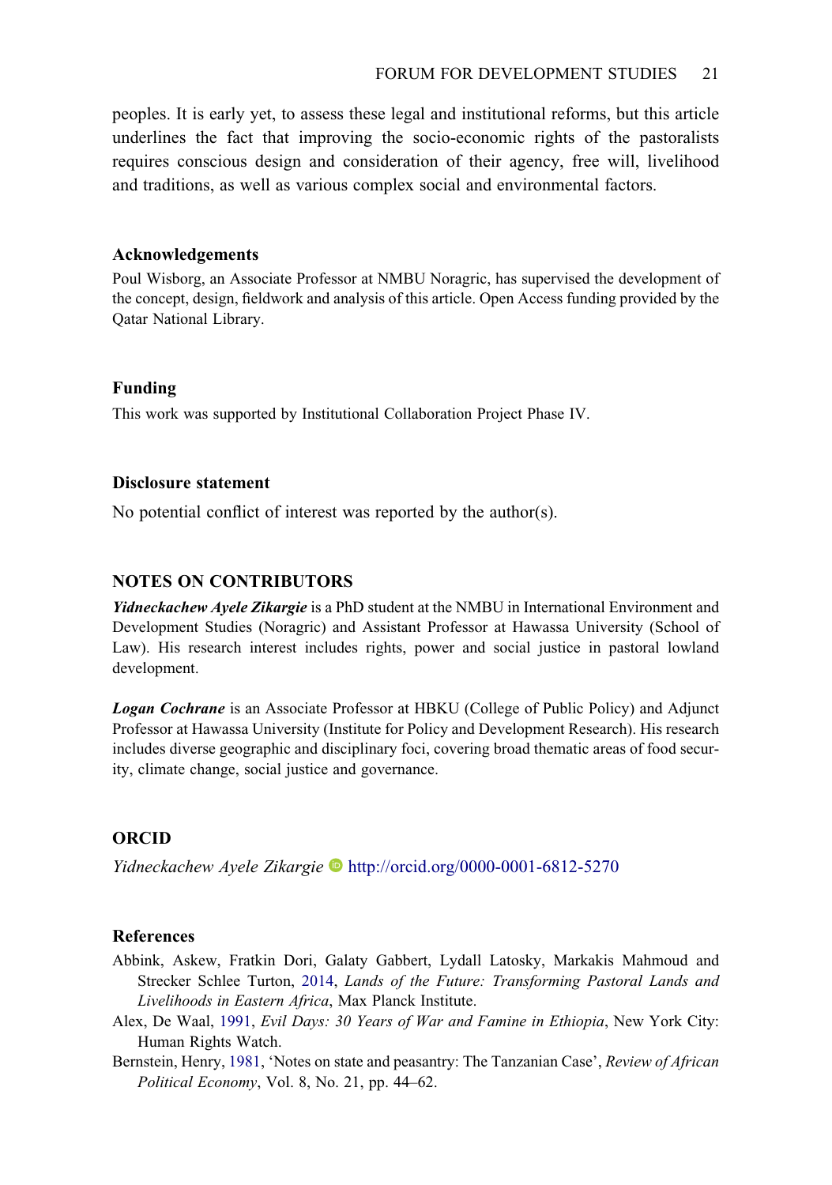peoples. It is early yet, to assess these legal and institutional reforms, but this article underlines the fact that improving the socio-economic rights of the pastoralists requires conscious design and consideration of their agency, free will, livelihood and traditions, as well as various complex social and environmental factors.

## Acknowledgements

Poul Wisborg, an Associate Professor at NMBU Noragric, has supervised the development of the concept, design, fieldwork and analysis of this article. Open Access funding provided by the Qatar National Library.

## Funding

This work was supported by Institutional Collaboration Project Phase IV.

## Disclosure statement

No potential conflict of interest was reported by the author(s).

## NOTES ON CONTRIBUTORS

***Yidneckachew Ayele Zikargie*** is a PhD student at the NMBU in International Environment and Development Studies (Noragric) and Assistant Professor at Hawassa University (School of Law). His research interest includes rights, power and social justice in pastoral lowland development.

***Logan Cochrane*** is an Associate Professor at HBKU (College of Public Policy) and Adjunct Professor at Hawassa University (Institute for Policy and Development Research). His research includes diverse geographic and disciplinary foci, covering broad thematic areas of food security, climate change, social justice and governance.

## ORCID

*Yidneckachew Ayele Zikargie* http://orcid.org/0000-0001-6812-5270

## References

Abbink, Askew, Fratkin Dori, Galaty Gabbert, Lydall Latosky, Markakis Mahmoud and Strecker Schlee Turton, 2014, *Lands of the Future: Transforming Pastoral Lands and Livelihoods in Eastern Africa*, Max Planck Institute.

Alex, De Waal, 1991, *Evil Days: 30 Years of War and Famine in Ethiopia*, New York City: Human Rights Watch.

Bernstein, Henry, 1981, 'Notes on state and peasantry: The Tanzanian Case', *Review of African Political Economy*, Vol. 8, No. 21, pp. 44–62.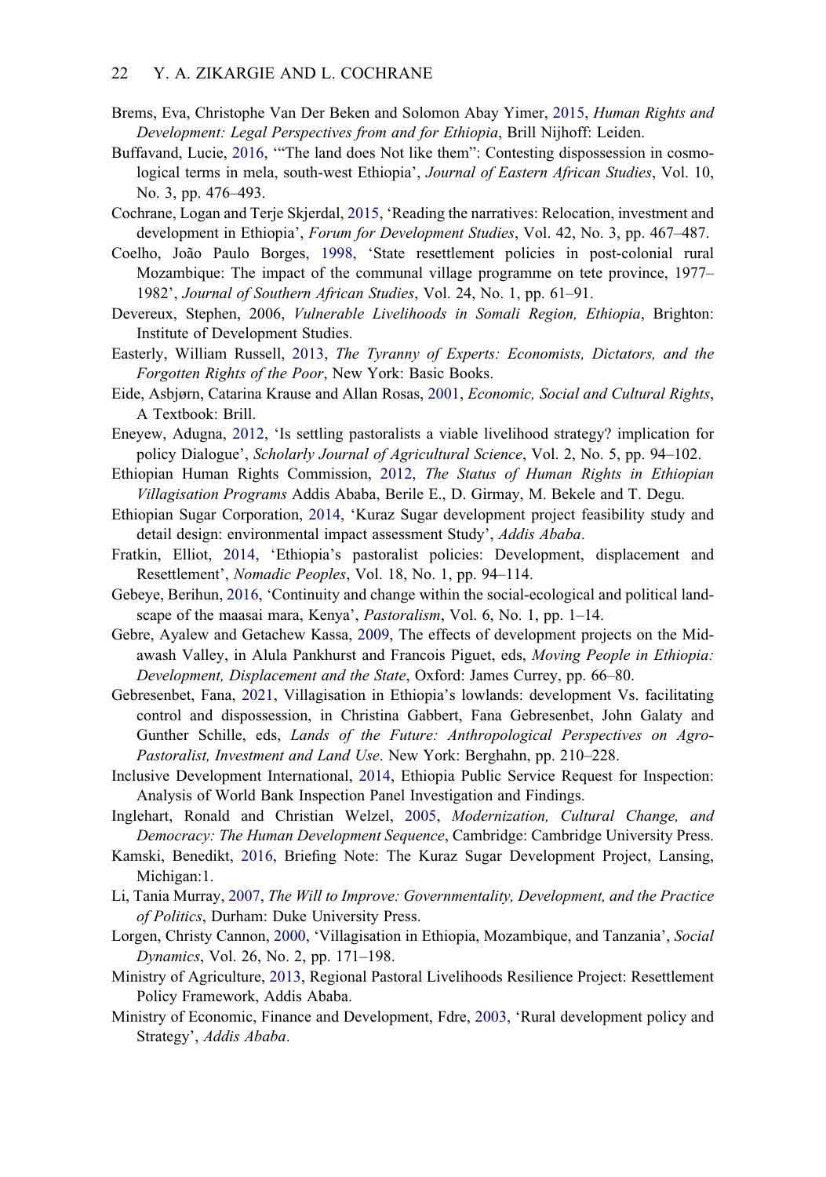Brems, Eva, Christophe Van Der Beken and Solomon Abay Yimer, 2015, *Human Rights and Development: Legal Perspectives from and for Ethiopia*, Brill Nijhoff: Leiden.

Buffavand, Lucie, 2016, '"The land does Not like them": Contesting dispossession in cosmological terms in mela, south-west Ethiopia', *Journal of Eastern African Studies*, Vol. 10, No. 3, pp. 476–493.

Cochrane, Logan and Terje Skjerdal, 2015, 'Reading the narratives: Relocation, investment and development in Ethiopia', *Forum for Development Studies*, Vol. 42, No. 3, pp. 467–487.

Coelho, João Paulo Borges, 1998, 'State resettlement policies in post-colonial rural Mozambique: The impact of the communal village programme on tete province, 1977–1982', *Journal of Southern African Studies*, Vol. 24, No. 1, pp. 61–91.

Devereux, Stephen, 2006, *Vulnerable Livelihoods in Somali Region, Ethiopia*, Brighton: Institute of Development Studies.

Easterly, William Russell, 2013, *The Tyranny of Experts: Economists, Dictators, and the Forgotten Rights of the Poor*, New York: Basic Books.

Eide, Asbjørn, Catarina Krause and Allan Rosas, 2001, *Economic, Social and Cultural Rights*, A Textbook: Brill.

Eneyew, Adugna, 2012, 'Is settling pastoralists a viable livelihood strategy? implication for policy Dialogue', *Scholarly Journal of Agricultural Science*, Vol. 2, No. 5, pp. 94–102.

Ethiopian Human Rights Commission, 2012, *The Status of Human Rights in Ethiopian Villagisation Programs* Addis Ababa, Berile E., D. Girmay, M. Bekele and T. Degu.

Ethiopian Sugar Corporation, 2014, 'Kuraz Sugar development project feasibility study and detail design: environmental impact assessment Study', *Addis Ababa*.

Fratkin, Elliot, 2014, 'Ethiopia's pastoralist policies: Development, displacement and Resettlement', *Nomadic Peoples*, Vol. 18, No. 1, pp. 94–114.

Gebeye, Berihun, 2016, 'Continuity and change within the social-ecological and political landscape of the maasai mara, Kenya', *Pastoralism*, Vol. 6, No. 1, pp. 1–14.

Gebre, Ayalew and Getachew Kassa, 2009, The effects of development projects on the Mid-awash Valley, in Alula Pankhurst and Francois Piguet, eds, *Moving People in Ethiopia: Development, Displacement and the State*, Oxford: James Currey, pp. 66–80.

Gebresenbet, Fana, 2021, Villagisation in Ethiopia's lowlands: development Vs. facilitating control and dispossession, in Christina Gabbert, Fana Gebresenbet, John Galaty and Gunther Schille, eds, *Lands of the Future: Anthropological Perspectives on Agro-Pastoralist, Investment and Land Use*. New York: Berghahn, pp. 210–228.

Inclusive Development International, 2014, Ethiopia Public Service Request for Inspection: Analysis of World Bank Inspection Panel Investigation and Findings.

Inglehart, Ronald and Christian Welzel, 2005, *Modernization, Cultural Change, and Democracy: The Human Development Sequence*, Cambridge: Cambridge University Press.

Kamski, Benedikt, 2016, Briefing Note: The Kuraz Sugar Development Project, Lansing, Michigan:1.

Li, Tania Murray, 2007, *The Will to Improve: Governmentality, Development, and the Practice of Politics*, Durham: Duke University Press.

Lorgen, Christy Cannon, 2000, 'Villagisation in Ethiopia, Mozambique, and Tanzania', *Social Dynamics*, Vol. 26, No. 2, pp. 171–198.

Ministry of Agriculture, 2013, Regional Pastoral Livelihoods Resilience Project: Resettlement Policy Framework, Addis Ababa.

Ministry of Economic, Finance and Development, Fdre, 2003, 'Rural development policy and Strategy', *Addis Ababa*.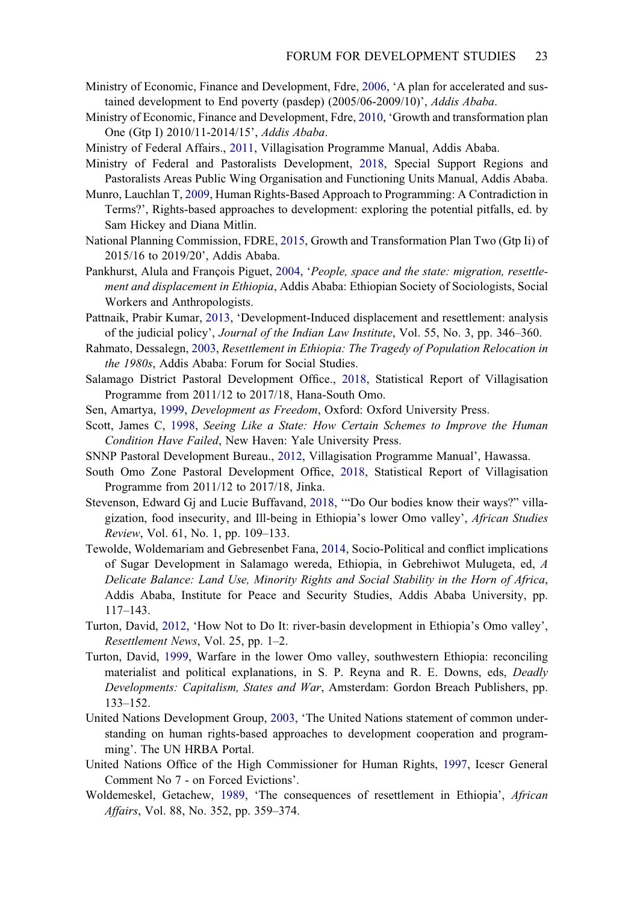Ministry of Economic, Finance and Development, Fdre, 2006, 'A plan for accelerated and sustained development to End poverty (pasdep) (2005/06-2009/10)', *Addis Ababa*.

Ministry of Economic, Finance and Development, Fdre, 2010, 'Growth and transformation plan One (Gtp I) 2010/11-2014/15', *Addis Ababa*.

Ministry of Federal Affairs., 2011, Villagisation Programme Manual, Addis Ababa.

Ministry of Federal and Pastoralists Development, 2018, Special Support Regions and Pastoralists Areas Public Wing Organisation and Functioning Units Manual, Addis Ababa.

Munro, Lauchlan T, 2009, Human Rights-Based Approach to Programming: A Contradiction in Terms?', Rights-based approaches to development: exploring the potential pitfalls, ed. by Sam Hickey and Diana Mitlin.

National Planning Commission, FDRE, 2015, Growth and Transformation Plan Two (Gtp Ii) of 2015/16 to 2019/20', Addis Ababa.

Pankhurst, Alula and François Piguet, 2004, '*People, space and the state: migration, resettlement and displacement in Ethiopia*, Addis Ababa: Ethiopian Society of Sociologists, Social Workers and Anthropologists.

Pattnaik, Prabir Kumar, 2013, 'Development-Induced displacement and resettlement: analysis of the judicial policy', *Journal of the Indian Law Institute*, Vol. 55, No. 3, pp. 346–360.

Rahmato, Dessalegn, 2003, *Resettlement in Ethiopia: The Tragedy of Population Relocation in the 1980s*, Addis Ababa: Forum for Social Studies.

Salamago District Pastoral Development Office., 2018, Statistical Report of Villagisation Programme from 2011/12 to 2017/18, Hana-South Omo.

Sen, Amartya, 1999, *Development as Freedom*, Oxford: Oxford University Press.

Scott, James C, 1998, *Seeing Like a State: How Certain Schemes to Improve the Human Condition Have Failed*, New Haven: Yale University Press.

SNNP Pastoral Development Bureau., 2012, Villagisation Programme Manual', Hawassa.

South Omo Zone Pastoral Development Office, 2018, Statistical Report of Villagisation Programme from 2011/12 to 2017/18, Jinka.

Stevenson, Edward Gj and Lucie Buffavand, 2018, '"Do Our bodies know their ways?" villagization, food insecurity, and Ill-being in Ethiopia's lower Omo valley', *African Studies Review*, Vol. 61, No. 1, pp. 109–133.

Tewolde, Woldemariam and Gebresenbet Fana, 2014, Socio-Political and conflict implications of Sugar Development in Salamago wereda, Ethiopia, in Gebrehiwot Mulugeta, ed, *A Delicate Balance: Land Use, Minority Rights and Social Stability in the Horn of Africa*, Addis Ababa, Institute for Peace and Security Studies, Addis Ababa University, pp. 117–143.

Turton, David, 2012, 'How Not to Do It: river-basin development in Ethiopia's Omo valley', *Resettlement News*, Vol. 25, pp. 1–2.

Turton, David, 1999, Warfare in the lower Omo valley, southwestern Ethiopia: reconciling materialist and political explanations, in S. P. Reyna and R. E. Downs, eds, *Deadly Developments: Capitalism, States and War*, Amsterdam: Gordon Breach Publishers, pp. 133–152.

United Nations Development Group, 2003, 'The United Nations statement of common understanding on human rights-based approaches to development cooperation and programming'. The UN HRBA Portal.

United Nations Office of the High Commissioner for Human Rights, 1997, Icescr General Comment No 7 - on Forced Evictions'.

Woldemeskel, Getachew, 1989, 'The consequences of resettlement in Ethiopia', *African Affairs*, Vol. 88, No. 352, pp. 359–374.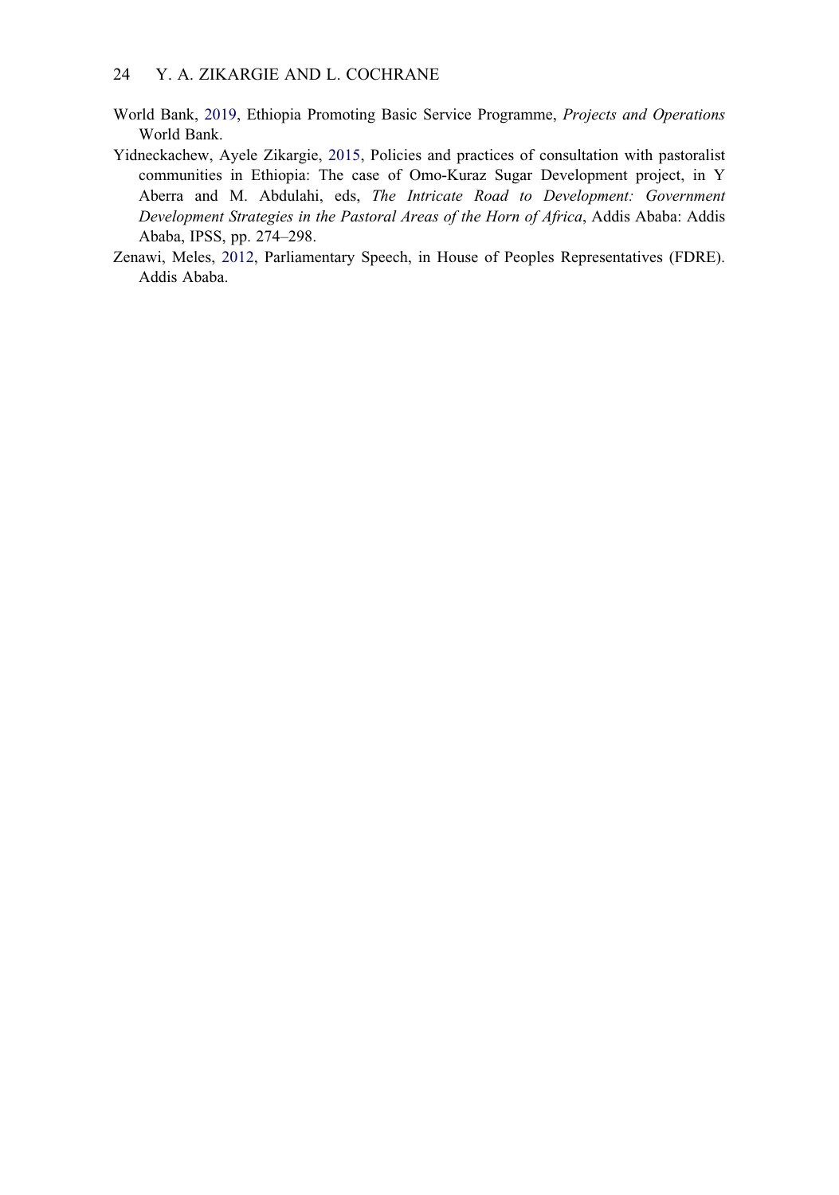World Bank, 2019, Ethiopia Promoting Basic Service Programme, *Projects and Operations* World Bank.

Yidneckachew, Ayele Zikargie, 2015, Policies and practices of consultation with pastoralist communities in Ethiopia: The case of Omo-Kuraz Sugar Development project, in Y Aberra and M. Abdulahi, eds, *The Intricate Road to Development: Government Development Strategies in the Pastoral Areas of the Horn of Africa*, Addis Ababa: Addis Ababa, IPSS, pp. 274–298.

Zenawi, Meles, 2012, Parliamentary Speech, in House of Peoples Representatives (FDRE). Addis Ababa.